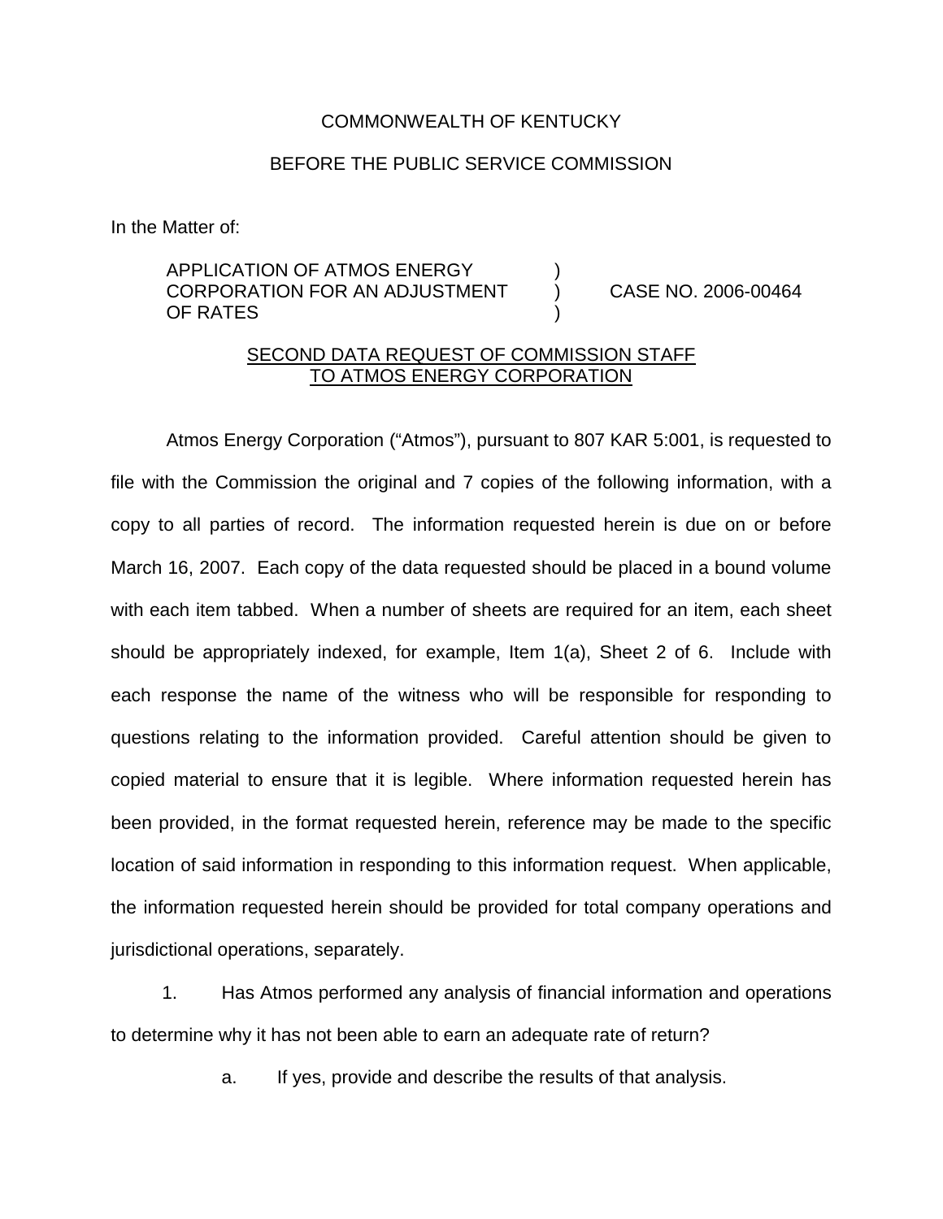COMMONWEALTH OF KENTUCKY

BEFORE THE PUBLIC SERVICE COMMISSION

In the Matter of:

| | | |
|---|---|---|
| APPLICATION OF ATMOS ENERGY CORPORATION FOR AN ADJUSTMENT OF RATES | ) ) ) | CASE NO. 2006-00464 |

## SECOND DATA REQUEST OF COMMISSION STAFF TO ATMOS ENERGY CORPORATION

Atmos Energy Corporation ("Atmos"), pursuant to 807 KAR 5:001, is requested to file with the Commission the original and 7 copies of the following information, with a copy to all parties of record. The information requested herein is due on or before March 16, 2007. Each copy of the data requested should be placed in a bound volume with each item tabbed. When a number of sheets are required for an item, each sheet should be appropriately indexed, for example, Item 1(a), Sheet 2 of 6. Include with each response the name of the witness who will be responsible for responding to questions relating to the information provided. Careful attention should be given to copied material to ensure that it is legible. Where information requested herein has been provided, in the format requested herein, reference may be made to the specific location of said information in responding to this information request. When applicable, the information requested herein should be provided for total company operations and jurisdictional operations, separately.

1. Has Atmos performed any analysis of financial information and operations to determine why it has not been able to earn an adequate rate of return?

   a. If yes, provide and describe the results of that analysis.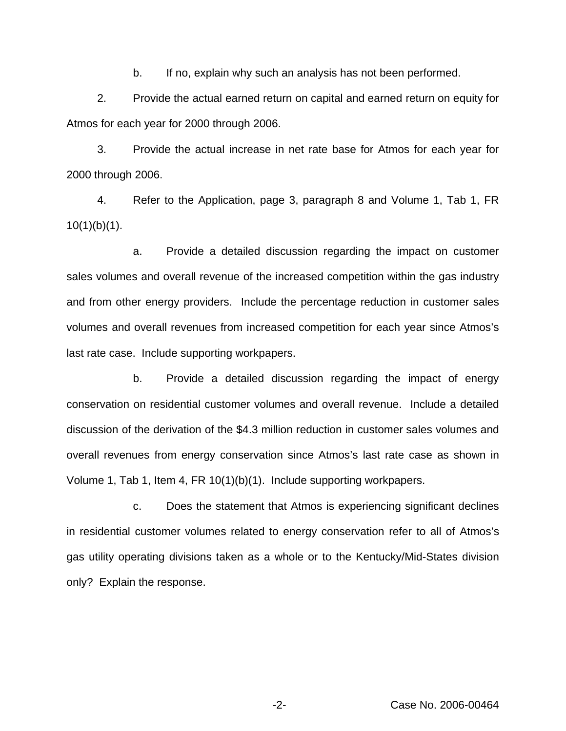b. If no, explain why such an analysis has not been performed.

2. Provide the actual earned return on capital and earned return on equity for Atmos for each year for 2000 through 2006.

3. Provide the actual increase in net rate base for Atmos for each year for 2000 through 2006.

4. Refer to the Application, page 3, paragraph 8 and Volume 1, Tab 1, FR 10(1)(b)(1).

a. Provide a detailed discussion regarding the impact on customer sales volumes and overall revenue of the increased competition within the gas industry and from other energy providers. Include the percentage reduction in customer sales volumes and overall revenues from increased competition for each year since Atmos's last rate case. Include supporting workpapers.

b. Provide a detailed discussion regarding the impact of energy conservation on residential customer volumes and overall revenue. Include a detailed discussion of the derivation of the $4.3 million reduction in customer sales volumes and overall revenues from energy conservation since Atmos's last rate case as shown in Volume 1, Tab 1, Item 4, FR 10(1)(b)(1). Include supporting workpapers.

c. Does the statement that Atmos is experiencing significant declines in residential customer volumes related to energy conservation refer to all of Atmos's gas utility operating divisions taken as a whole or to the Kentucky/Mid-States division only? Explain the response.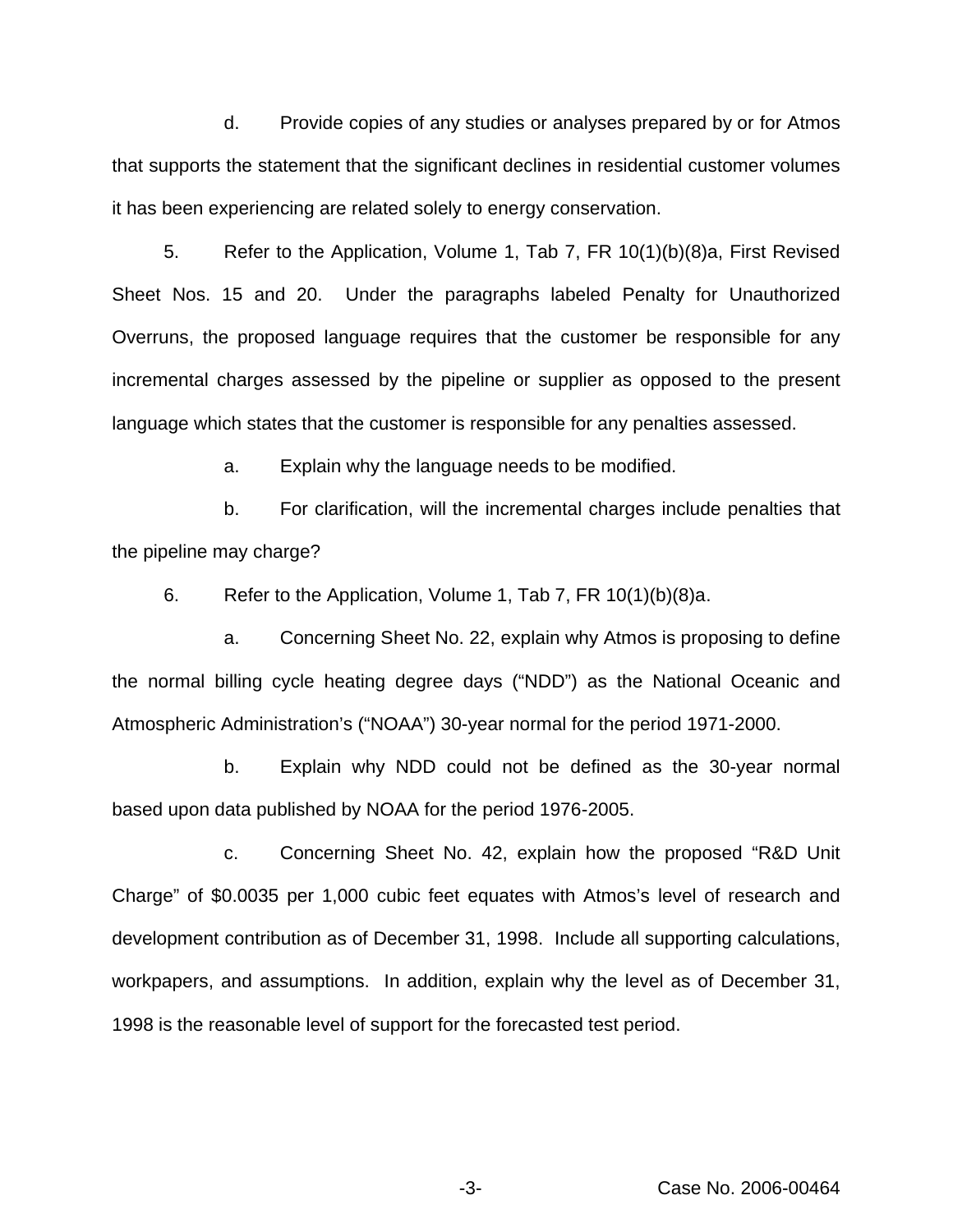d. Provide copies of any studies or analyses prepared by or for Atmos that supports the statement that the significant declines in residential customer volumes it has been experiencing are related solely to energy conservation.

5. Refer to the Application, Volume 1, Tab 7, FR 10(1)(b)(8)a, First Revised Sheet Nos. 15 and 20. Under the paragraphs labeled Penalty for Unauthorized Overruns, the proposed language requires that the customer be responsible for any incremental charges assessed by the pipeline or supplier as opposed to the present language which states that the customer is responsible for any penalties assessed.

a. Explain why the language needs to be modified.

b. For clarification, will the incremental charges include penalties that the pipeline may charge?

6. Refer to the Application, Volume 1, Tab 7, FR 10(1)(b)(8)a.

a. Concerning Sheet No. 22, explain why Atmos is proposing to define the normal billing cycle heating degree days ("NDD") as the National Oceanic and Atmospheric Administration's ("NOAA") 30-year normal for the period 1971-2000.

b. Explain why NDD could not be defined as the 30-year normal based upon data published by NOAA for the period 1976-2005.

c. Concerning Sheet No. 42, explain how the proposed "R&D Unit Charge" of $0.0035 per 1,000 cubic feet equates with Atmos's level of research and development contribution as of December 31, 1998. Include all supporting calculations, workpapers, and assumptions. In addition, explain why the level as of December 31, 1998 is the reasonable level of support for the forecasted test period.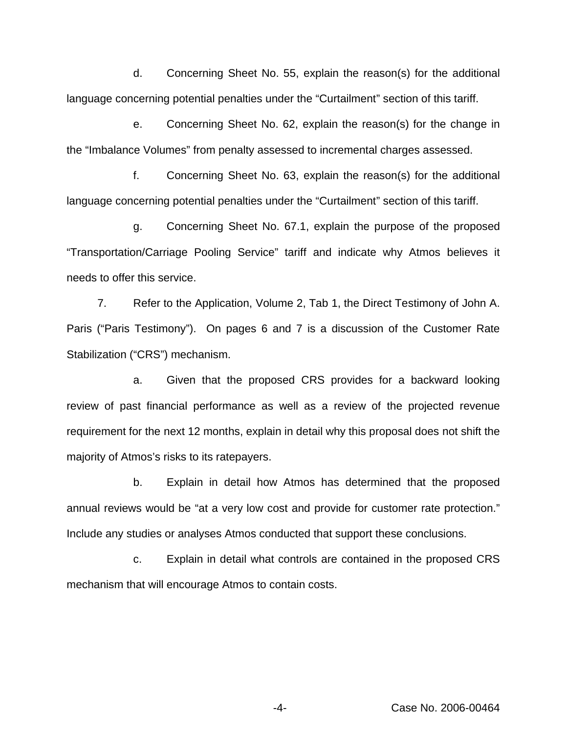d. Concerning Sheet No. 55, explain the reason(s) for the additional language concerning potential penalties under the "Curtailment" section of this tariff.

e. Concerning Sheet No. 62, explain the reason(s) for the change in the "Imbalance Volumes" from penalty assessed to incremental charges assessed.

f. Concerning Sheet No. 63, explain the reason(s) for the additional language concerning potential penalties under the "Curtailment" section of this tariff.

g. Concerning Sheet No. 67.1, explain the purpose of the proposed "Transportation/Carriage Pooling Service" tariff and indicate why Atmos believes it needs to offer this service.

7. Refer to the Application, Volume 2, Tab 1, the Direct Testimony of John A. Paris ("Paris Testimony"). On pages 6 and 7 is a discussion of the Customer Rate Stabilization ("CRS") mechanism.

a. Given that the proposed CRS provides for a backward looking review of past financial performance as well as a review of the projected revenue requirement for the next 12 months, explain in detail why this proposal does not shift the majority of Atmos's risks to its ratepayers.

b. Explain in detail how Atmos has determined that the proposed annual reviews would be "at a very low cost and provide for customer rate protection." Include any studies or analyses Atmos conducted that support these conclusions.

c. Explain in detail what controls are contained in the proposed CRS mechanism that will encourage Atmos to contain costs.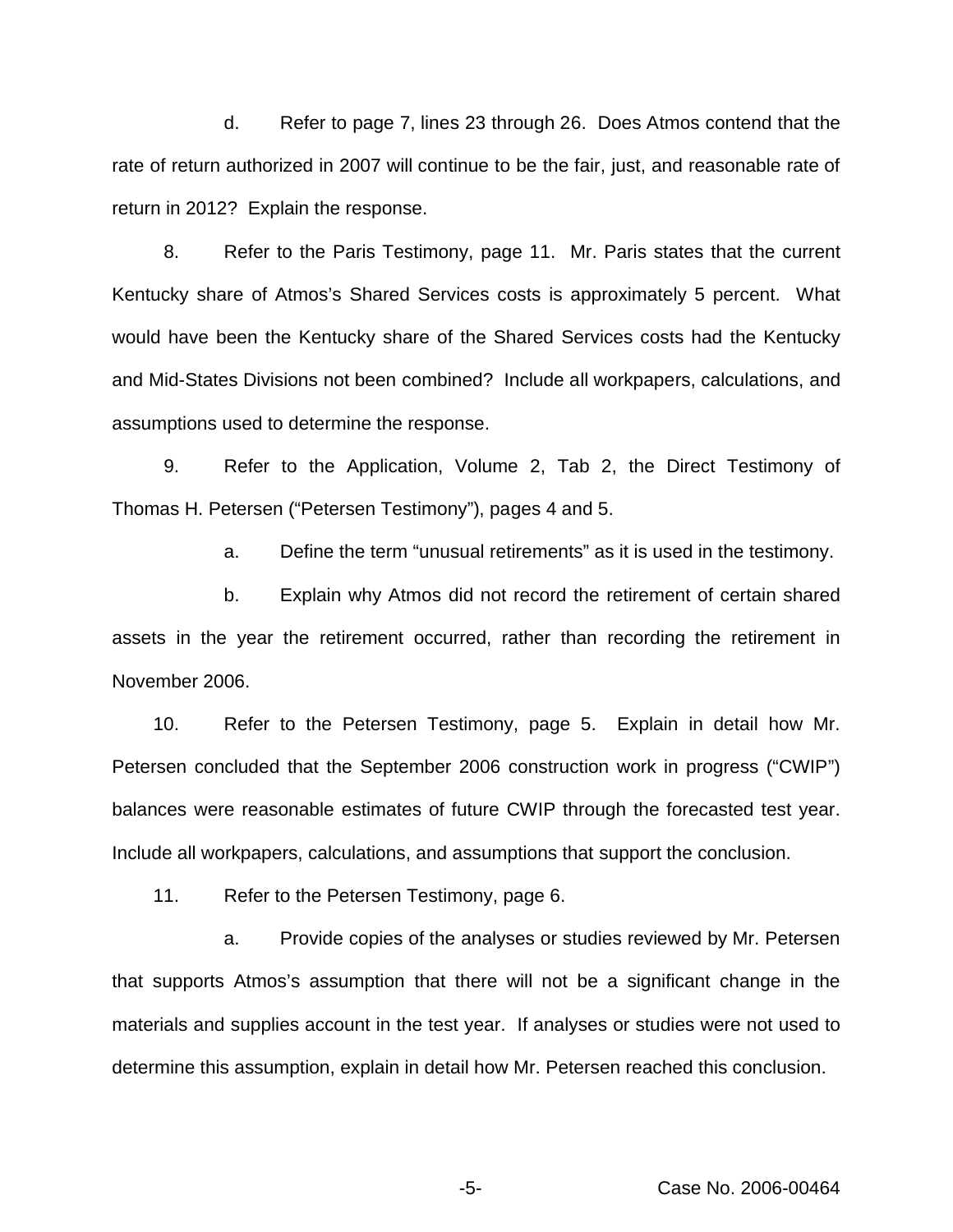d. Refer to page 7, lines 23 through 26. Does Atmos contend that the rate of return authorized in 2007 will continue to be the fair, just, and reasonable rate of return in 2012? Explain the response.

8. Refer to the Paris Testimony, page 11. Mr. Paris states that the current Kentucky share of Atmos's Shared Services costs is approximately 5 percent. What would have been the Kentucky share of the Shared Services costs had the Kentucky and Mid-States Divisions not been combined? Include all workpapers, calculations, and assumptions used to determine the response.

9. Refer to the Application, Volume 2, Tab 2, the Direct Testimony of Thomas H. Petersen ("Petersen Testimony"), pages 4 and 5.

a. Define the term "unusual retirements" as it is used in the testimony.

b. Explain why Atmos did not record the retirement of certain shared assets in the year the retirement occurred, rather than recording the retirement in November 2006.

10. Refer to the Petersen Testimony, page 5. Explain in detail how Mr. Petersen concluded that the September 2006 construction work in progress ("CWIP") balances were reasonable estimates of future CWIP through the forecasted test year. Include all workpapers, calculations, and assumptions that support the conclusion.

11. Refer to the Petersen Testimony, page 6.

a. Provide copies of the analyses or studies reviewed by Mr. Petersen that supports Atmos's assumption that there will not be a significant change in the materials and supplies account in the test year. If analyses or studies were not used to determine this assumption, explain in detail how Mr. Petersen reached this conclusion.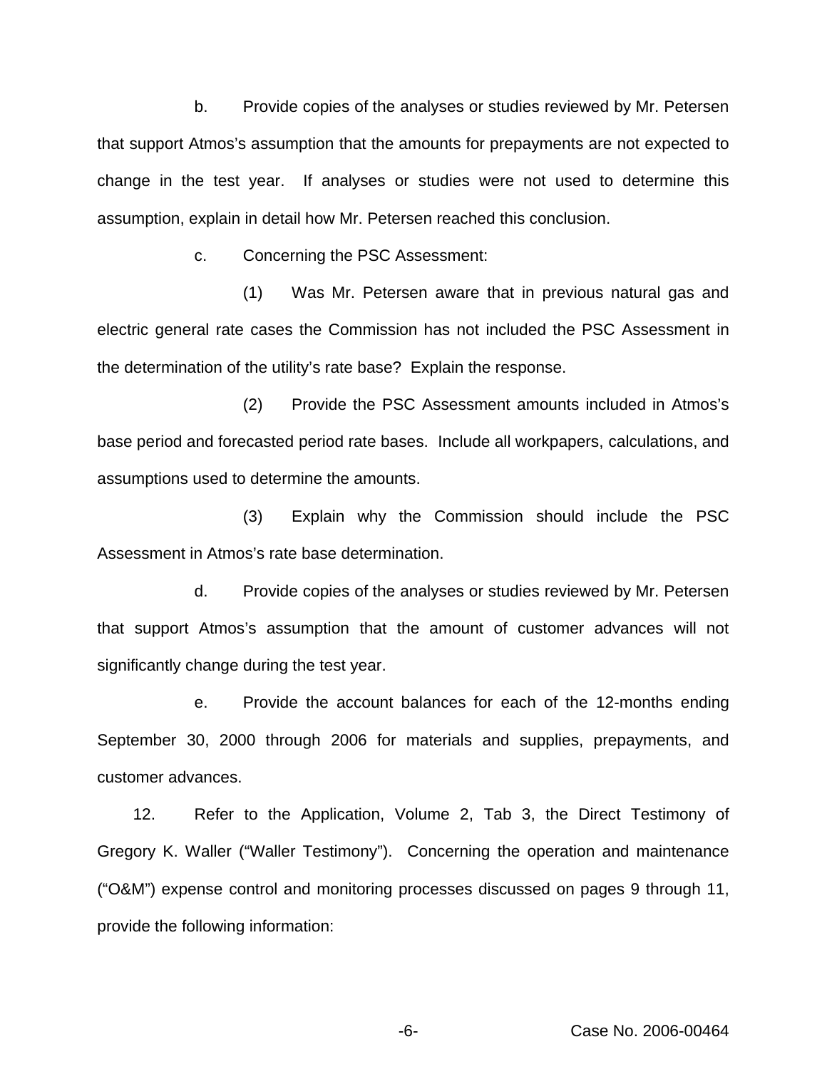b. Provide copies of the analyses or studies reviewed by Mr. Petersen that support Atmos's assumption that the amounts for prepayments are not expected to change in the test year. If analyses or studies were not used to determine this assumption, explain in detail how Mr. Petersen reached this conclusion.

c. Concerning the PSC Assessment:

(1) Was Mr. Petersen aware that in previous natural gas and electric general rate cases the Commission has not included the PSC Assessment in the determination of the utility's rate base? Explain the response.

(2) Provide the PSC Assessment amounts included in Atmos's base period and forecasted period rate bases. Include all workpapers, calculations, and assumptions used to determine the amounts.

(3) Explain why the Commission should include the PSC Assessment in Atmos's rate base determination.

d. Provide copies of the analyses or studies reviewed by Mr. Petersen that support Atmos's assumption that the amount of customer advances will not significantly change during the test year.

e. Provide the account balances for each of the 12-months ending September 30, 2000 through 2006 for materials and supplies, prepayments, and customer advances.

12. Refer to the Application, Volume 2, Tab 3, the Direct Testimony of Gregory K. Waller ("Waller Testimony"). Concerning the operation and maintenance ("O&M") expense control and monitoring processes discussed on pages 9 through 11, provide the following information: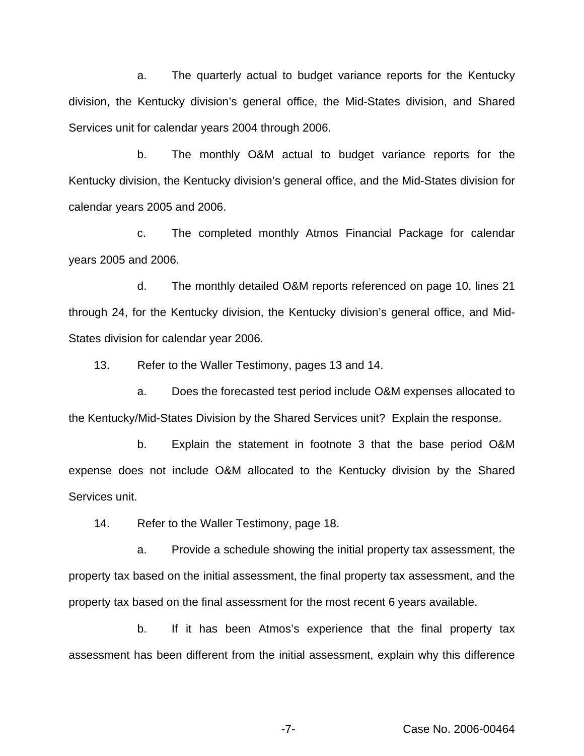a. The quarterly actual to budget variance reports for the Kentucky division, the Kentucky division's general office, the Mid-States division, and Shared Services unit for calendar years 2004 through 2006.

b. The monthly O&M actual to budget variance reports for the Kentucky division, the Kentucky division's general office, and the Mid-States division for calendar years 2005 and 2006.

c. The completed monthly Atmos Financial Package for calendar years 2005 and 2006.

d. The monthly detailed O&M reports referenced on page 10, lines 21 through 24, for the Kentucky division, the Kentucky division's general office, and Mid-States division for calendar year 2006.

13. Refer to the Waller Testimony, pages 13 and 14.

a. Does the forecasted test period include O&M expenses allocated to the Kentucky/Mid-States Division by the Shared Services unit? Explain the response.

b. Explain the statement in footnote 3 that the base period O&M expense does not include O&M allocated to the Kentucky division by the Shared Services unit.

14. Refer to the Waller Testimony, page 18.

a. Provide a schedule showing the initial property tax assessment, the property tax based on the initial assessment, the final property tax assessment, and the property tax based on the final assessment for the most recent 6 years available.

b. If it has been Atmos's experience that the final property tax assessment has been different from the initial assessment, explain why this difference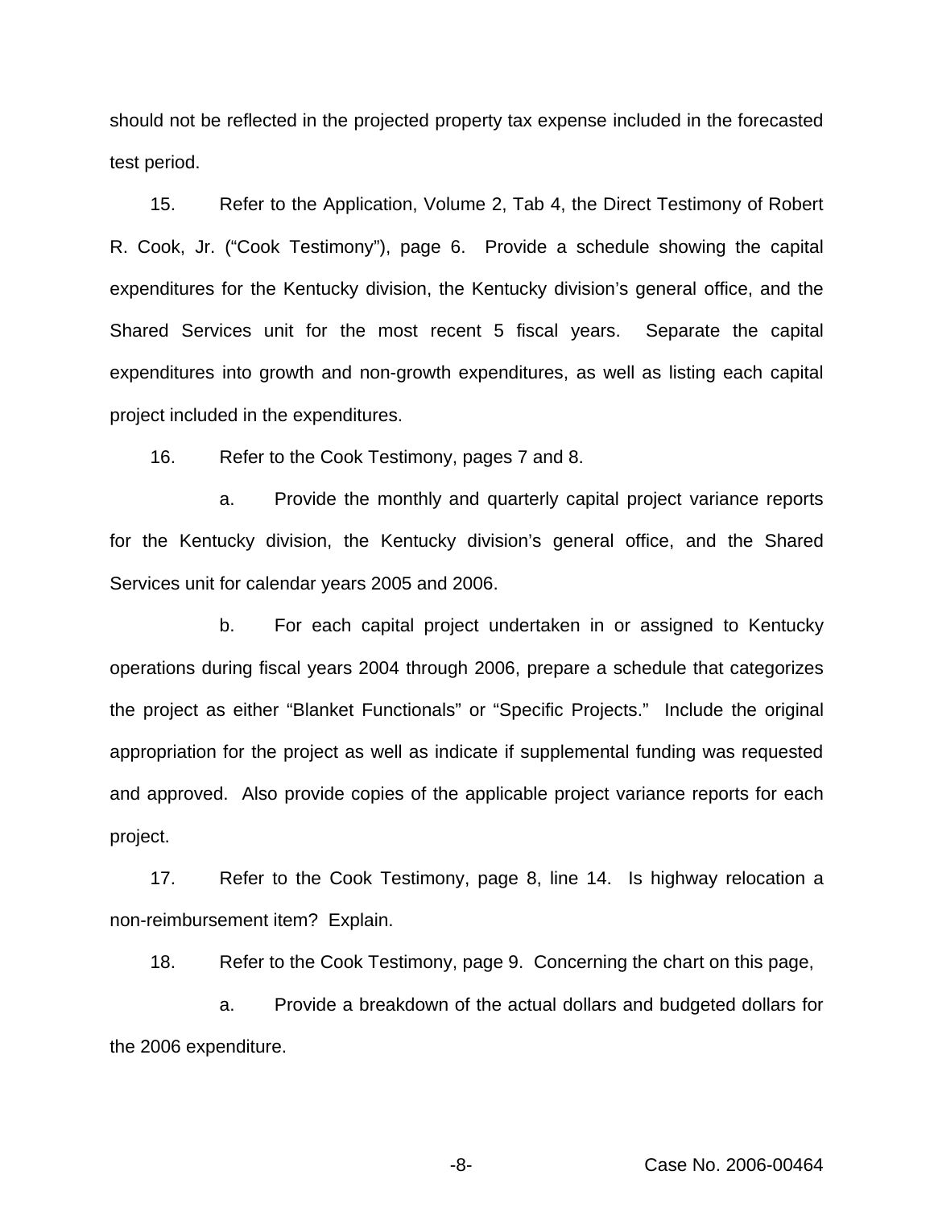should not be reflected in the projected property tax expense included in the forecasted test period.

15. Refer to the Application, Volume 2, Tab 4, the Direct Testimony of Robert R. Cook, Jr. ("Cook Testimony"), page 6. Provide a schedule showing the capital expenditures for the Kentucky division, the Kentucky division's general office, and the Shared Services unit for the most recent 5 fiscal years. Separate the capital expenditures into growth and non-growth expenditures, as well as listing each capital project included in the expenditures.

16. Refer to the Cook Testimony, pages 7 and 8.

a. Provide the monthly and quarterly capital project variance reports for the Kentucky division, the Kentucky division's general office, and the Shared Services unit for calendar years 2005 and 2006.

b. For each capital project undertaken in or assigned to Kentucky operations during fiscal years 2004 through 2006, prepare a schedule that categorizes the project as either "Blanket Functionals" or "Specific Projects." Include the original appropriation for the project as well as indicate if supplemental funding was requested and approved. Also provide copies of the applicable project variance reports for each project.

17. Refer to the Cook Testimony, page 8, line 14. Is highway relocation a non-reimbursement item? Explain.

18. Refer to the Cook Testimony, page 9. Concerning the chart on this page,

a. Provide a breakdown of the actual dollars and budgeted dollars for the 2006 expenditure.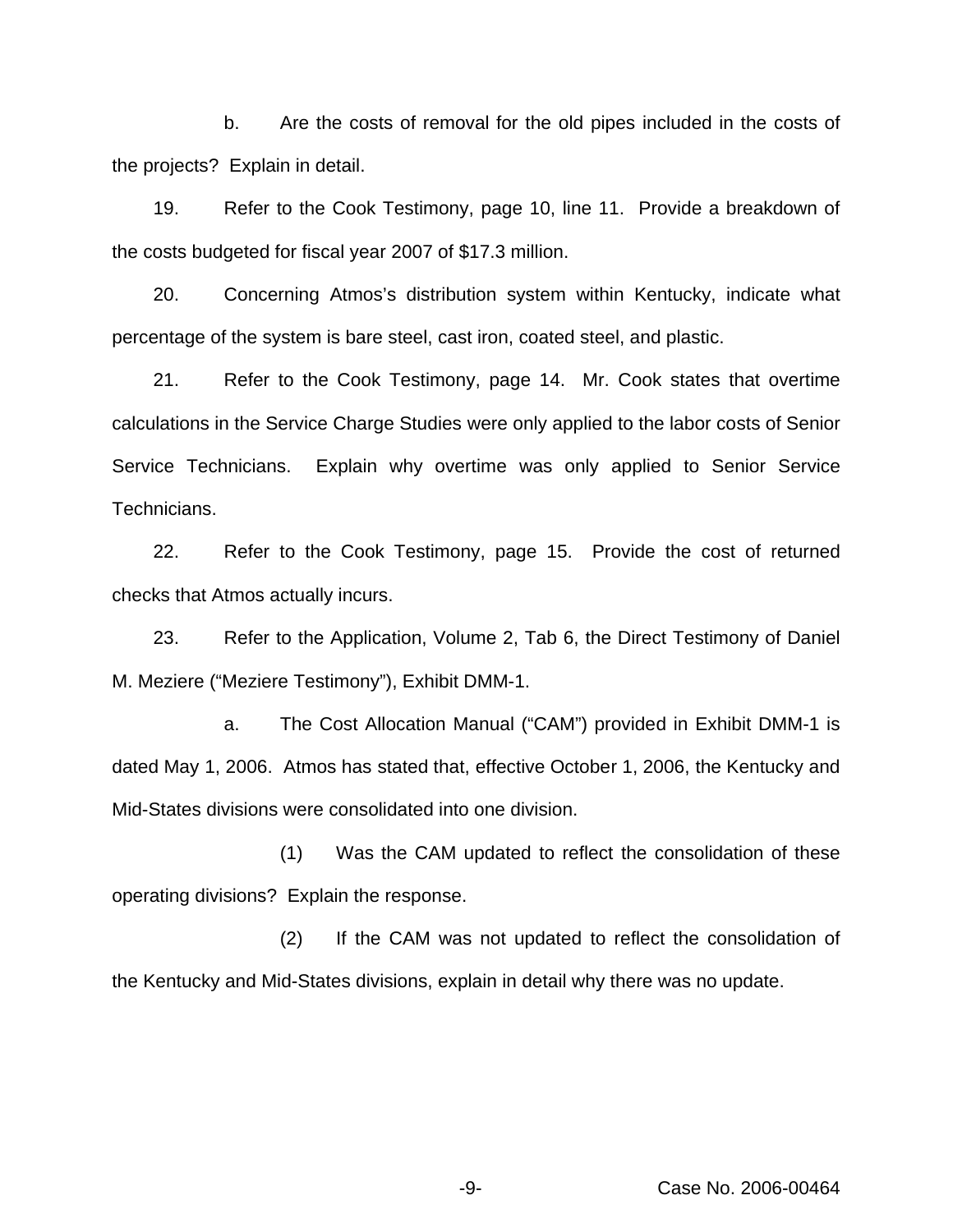b. Are the costs of removal for the old pipes included in the costs of the projects? Explain in detail.

19. Refer to the Cook Testimony, page 10, line 11. Provide a breakdown of the costs budgeted for fiscal year 2007 of $17.3 million.

20. Concerning Atmos's distribution system within Kentucky, indicate what percentage of the system is bare steel, cast iron, coated steel, and plastic.

21. Refer to the Cook Testimony, page 14. Mr. Cook states that overtime calculations in the Service Charge Studies were only applied to the labor costs of Senior Service Technicians. Explain why overtime was only applied to Senior Service Technicians.

22. Refer to the Cook Testimony, page 15. Provide the cost of returned checks that Atmos actually incurs.

23. Refer to the Application, Volume 2, Tab 6, the Direct Testimony of Daniel M. Meziere ("Meziere Testimony"), Exhibit DMM-1.

a. The Cost Allocation Manual ("CAM") provided in Exhibit DMM-1 is dated May 1, 2006. Atmos has stated that, effective October 1, 2006, the Kentucky and Mid-States divisions were consolidated into one division.

(1) Was the CAM updated to reflect the consolidation of these operating divisions? Explain the response.

(2) If the CAM was not updated to reflect the consolidation of the Kentucky and Mid-States divisions, explain in detail why there was no update.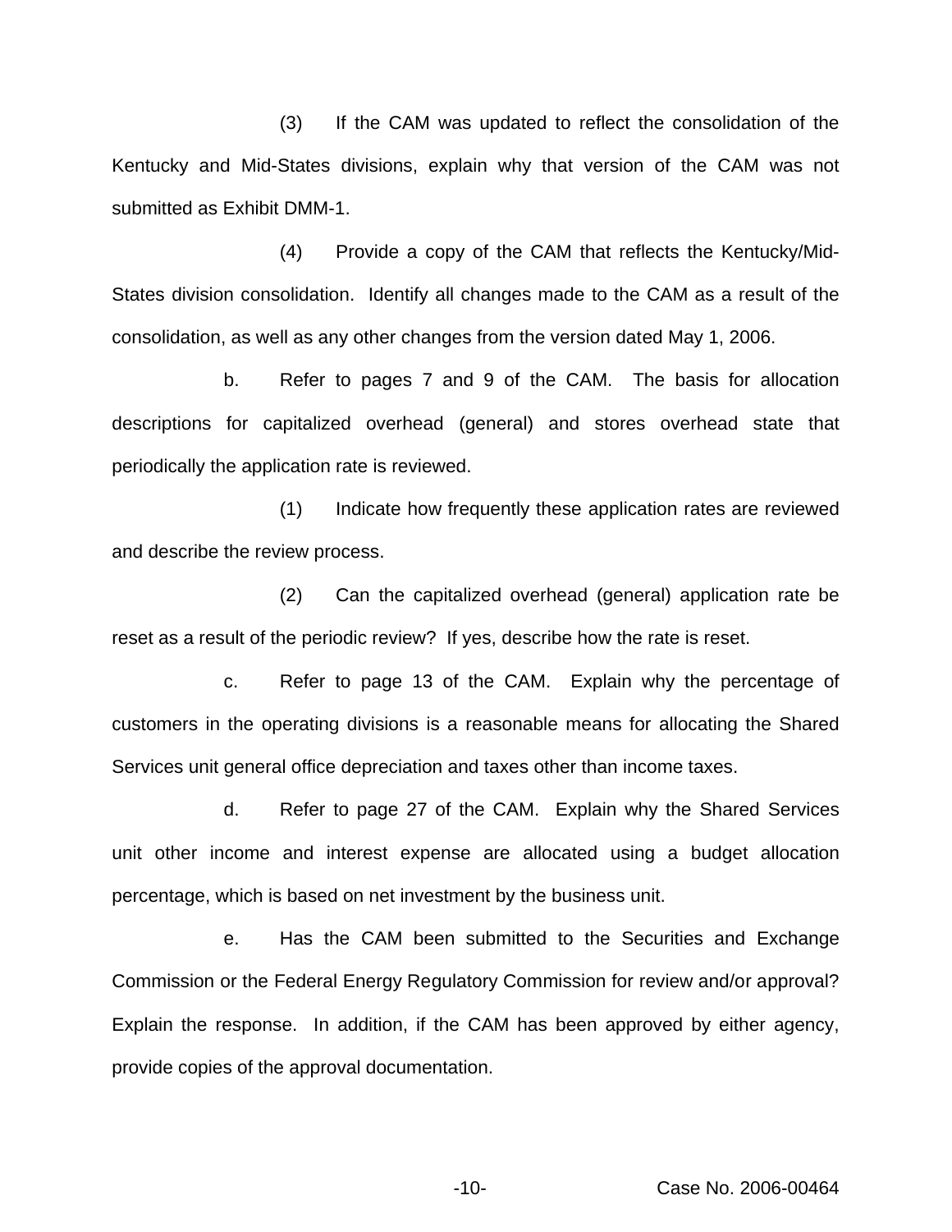(3) If the CAM was updated to reflect the consolidation of the Kentucky and Mid-States divisions, explain why that version of the CAM was not submitted as Exhibit DMM-1.

(4) Provide a copy of the CAM that reflects the Kentucky/Mid-States division consolidation. Identify all changes made to the CAM as a result of the consolidation, as well as any other changes from the version dated May 1, 2006.

b. Refer to pages 7 and 9 of the CAM. The basis for allocation descriptions for capitalized overhead (general) and stores overhead state that periodically the application rate is reviewed.

(1) Indicate how frequently these application rates are reviewed and describe the review process.

(2) Can the capitalized overhead (general) application rate be reset as a result of the periodic review? If yes, describe how the rate is reset.

c. Refer to page 13 of the CAM. Explain why the percentage of customers in the operating divisions is a reasonable means for allocating the Shared Services unit general office depreciation and taxes other than income taxes.

d. Refer to page 27 of the CAM. Explain why the Shared Services unit other income and interest expense are allocated using a budget allocation percentage, which is based on net investment by the business unit.

e. Has the CAM been submitted to the Securities and Exchange Commission or the Federal Energy Regulatory Commission for review and/or approval? Explain the response. In addition, if the CAM has been approved by either agency, provide copies of the approval documentation.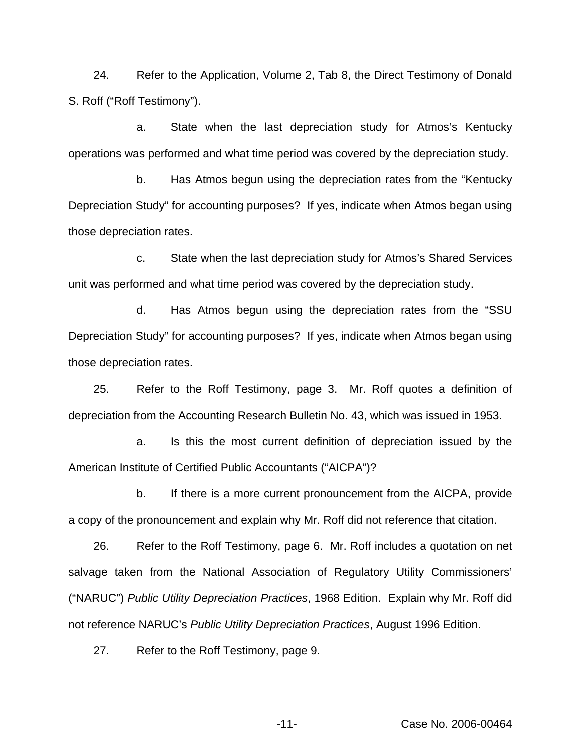24. Refer to the Application, Volume 2, Tab 8, the Direct Testimony of Donald S. Roff ("Roff Testimony").

a. State when the last depreciation study for Atmos's Kentucky operations was performed and what time period was covered by the depreciation study.

b. Has Atmos begun using the depreciation rates from the "Kentucky Depreciation Study" for accounting purposes? If yes, indicate when Atmos began using those depreciation rates.

c. State when the last depreciation study for Atmos's Shared Services unit was performed and what time period was covered by the depreciation study.

d. Has Atmos begun using the depreciation rates from the "SSU Depreciation Study" for accounting purposes? If yes, indicate when Atmos began using those depreciation rates.

25. Refer to the Roff Testimony, page 3. Mr. Roff quotes a definition of depreciation from the Accounting Research Bulletin No. 43, which was issued in 1953.

a. Is this the most current definition of depreciation issued by the American Institute of Certified Public Accountants ("AICPA")?

b. If there is a more current pronouncement from the AICPA, provide a copy of the pronouncement and explain why Mr. Roff did not reference that citation.

26. Refer to the Roff Testimony, page 6. Mr. Roff includes a quotation on net salvage taken from the National Association of Regulatory Utility Commissioners' ("NARUC") *Public Utility Depreciation Practices*, 1968 Edition. Explain why Mr. Roff did not reference NARUC's *Public Utility Depreciation Practices*, August 1996 Edition.

27. Refer to the Roff Testimony, page 9.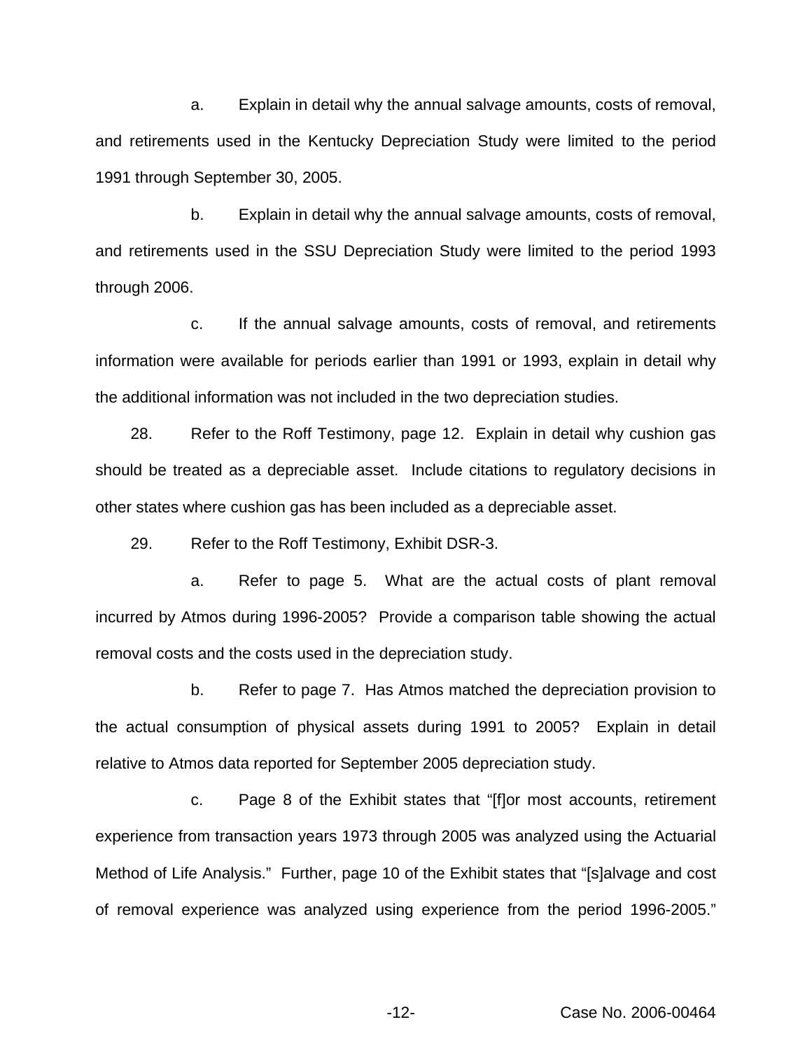a. Explain in detail why the annual salvage amounts, costs of removal, and retirements used in the Kentucky Depreciation Study were limited to the period 1991 through September 30, 2005.

b. Explain in detail why the annual salvage amounts, costs of removal, and retirements used in the SSU Depreciation Study were limited to the period 1993 through 2006.

c. If the annual salvage amounts, costs of removal, and retirements information were available for periods earlier than 1991 or 1993, explain in detail why the additional information was not included in the two depreciation studies.

28. Refer to the Roff Testimony, page 12. Explain in detail why cushion gas should be treated as a depreciable asset. Include citations to regulatory decisions in other states where cushion gas has been included as a depreciable asset.

29. Refer to the Roff Testimony, Exhibit DSR-3.

a. Refer to page 5. What are the actual costs of plant removal incurred by Atmos during 1996-2005? Provide a comparison table showing the actual removal costs and the costs used in the depreciation study.

b. Refer to page 7. Has Atmos matched the depreciation provision to the actual consumption of physical assets during 1991 to 2005? Explain in detail relative to Atmos data reported for September 2005 depreciation study.

c. Page 8 of the Exhibit states that "[f]or most accounts, retirement experience from transaction years 1973 through 2005 was analyzed using the Actuarial Method of Life Analysis." Further, page 10 of the Exhibit states that "[s]alvage and cost of removal experience was analyzed using experience from the period 1996-2005."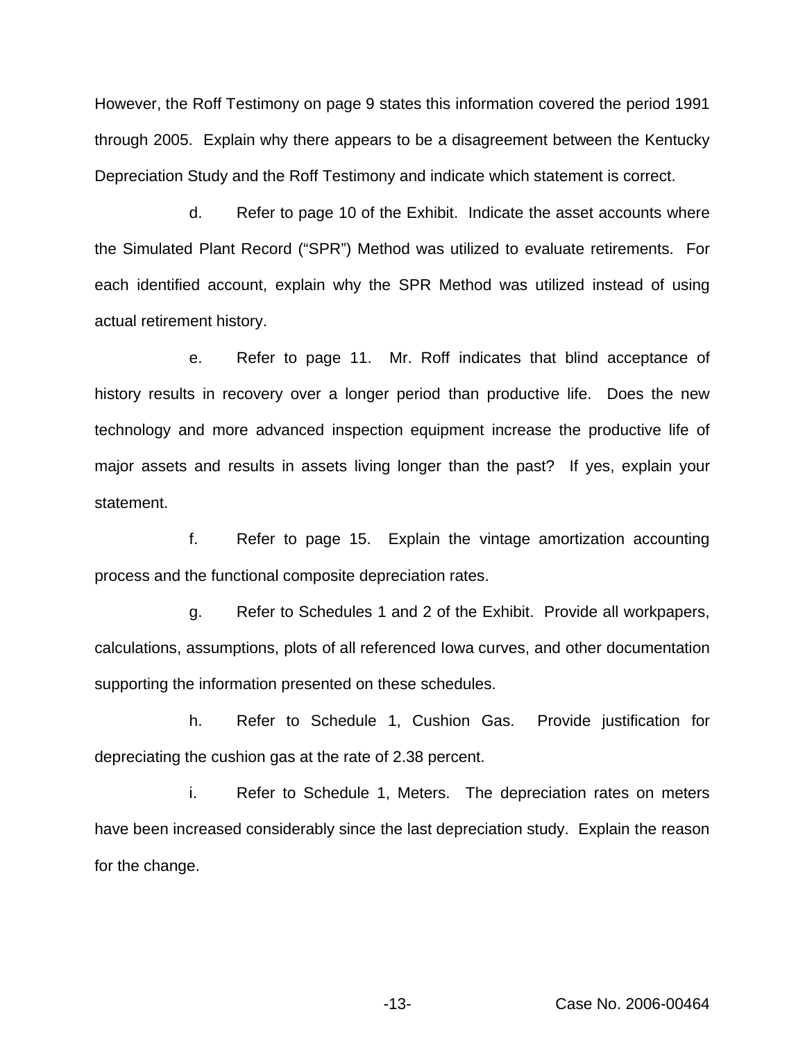However, the Roff Testimony on page 9 states this information covered the period 1991 through 2005. Explain why there appears to be a disagreement between the Kentucky Depreciation Study and the Roff Testimony and indicate which statement is correct.

d. Refer to page 10 of the Exhibit. Indicate the asset accounts where the Simulated Plant Record ("SPR") Method was utilized to evaluate retirements. For each identified account, explain why the SPR Method was utilized instead of using actual retirement history.

e. Refer to page 11. Mr. Roff indicates that blind acceptance of history results in recovery over a longer period than productive life. Does the new technology and more advanced inspection equipment increase the productive life of major assets and results in assets living longer than the past? If yes, explain your statement.

f. Refer to page 15. Explain the vintage amortization accounting process and the functional composite depreciation rates.

g. Refer to Schedules 1 and 2 of the Exhibit. Provide all workpapers, calculations, assumptions, plots of all referenced Iowa curves, and other documentation supporting the information presented on these schedules.

h. Refer to Schedule 1, Cushion Gas. Provide justification for depreciating the cushion gas at the rate of 2.38 percent.

i. Refer to Schedule 1, Meters. The depreciation rates on meters have been increased considerably since the last depreciation study. Explain the reason for the change.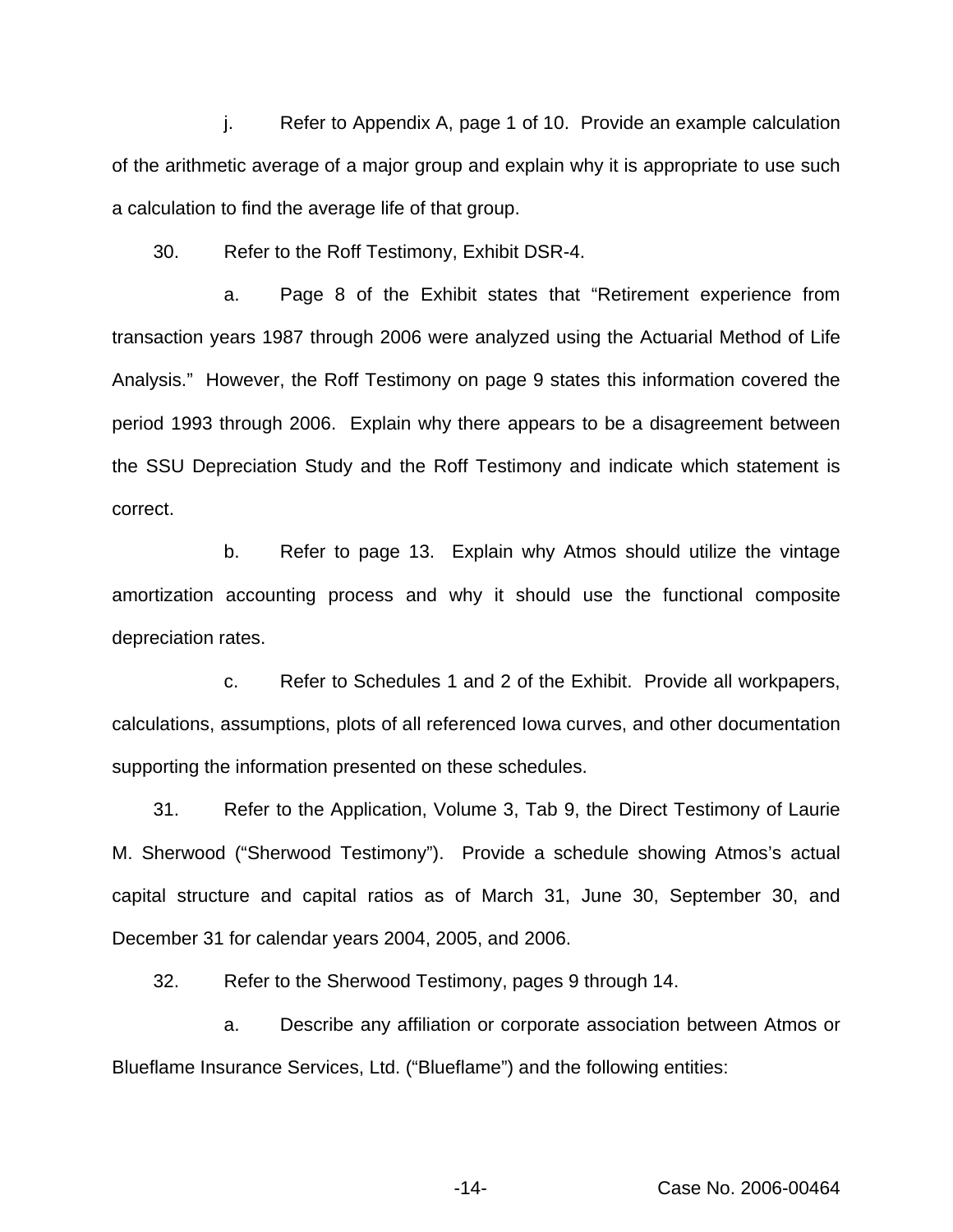j. Refer to Appendix A, page 1 of 10. Provide an example calculation of the arithmetic average of a major group and explain why it is appropriate to use such a calculation to find the average life of that group.

30. Refer to the Roff Testimony, Exhibit DSR-4.

a. Page 8 of the Exhibit states that "Retirement experience from transaction years 1987 through 2006 were analyzed using the Actuarial Method of Life Analysis." However, the Roff Testimony on page 9 states this information covered the period 1993 through 2006. Explain why there appears to be a disagreement between the SSU Depreciation Study and the Roff Testimony and indicate which statement is correct.

b. Refer to page 13. Explain why Atmos should utilize the vintage amortization accounting process and why it should use the functional composite depreciation rates.

c. Refer to Schedules 1 and 2 of the Exhibit. Provide all workpapers, calculations, assumptions, plots of all referenced Iowa curves, and other documentation supporting the information presented on these schedules.

31. Refer to the Application, Volume 3, Tab 9, the Direct Testimony of Laurie M. Sherwood ("Sherwood Testimony"). Provide a schedule showing Atmos's actual capital structure and capital ratios as of March 31, June 30, September 30, and December 31 for calendar years 2004, 2005, and 2006.

32. Refer to the Sherwood Testimony, pages 9 through 14.

a. Describe any affiliation or corporate association between Atmos or Blueflame Insurance Services, Ltd. ("Blueflame") and the following entities: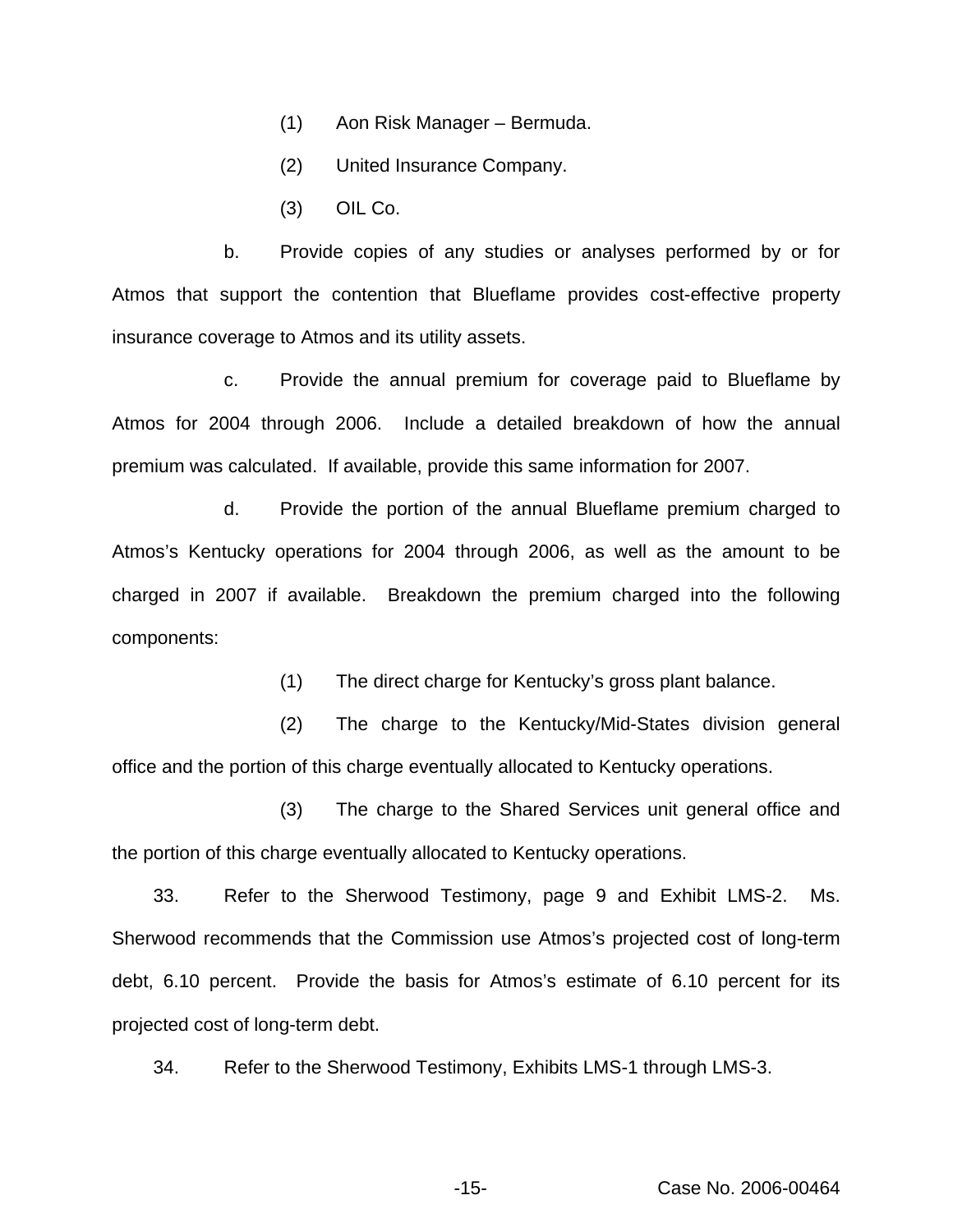(1) Aon Risk Manager – Bermuda.

(2) United Insurance Company.

(3) OIL Co.

b. Provide copies of any studies or analyses performed by or for Atmos that support the contention that Blueflame provides cost-effective property insurance coverage to Atmos and its utility assets.

c. Provide the annual premium for coverage paid to Blueflame by Atmos for 2004 through 2006. Include a detailed breakdown of how the annual premium was calculated. If available, provide this same information for 2007.

d. Provide the portion of the annual Blueflame premium charged to Atmos's Kentucky operations for 2004 through 2006, as well as the amount to be charged in 2007 if available. Breakdown the premium charged into the following components:

(1) The direct charge for Kentucky's gross plant balance.

(2) The charge to the Kentucky/Mid-States division general office and the portion of this charge eventually allocated to Kentucky operations.

(3) The charge to the Shared Services unit general office and the portion of this charge eventually allocated to Kentucky operations.

33. Refer to the Sherwood Testimony, page 9 and Exhibit LMS-2. Ms. Sherwood recommends that the Commission use Atmos's projected cost of long-term debt, 6.10 percent. Provide the basis for Atmos's estimate of 6.10 percent for its projected cost of long-term debt.

34. Refer to the Sherwood Testimony, Exhibits LMS-1 through LMS-3.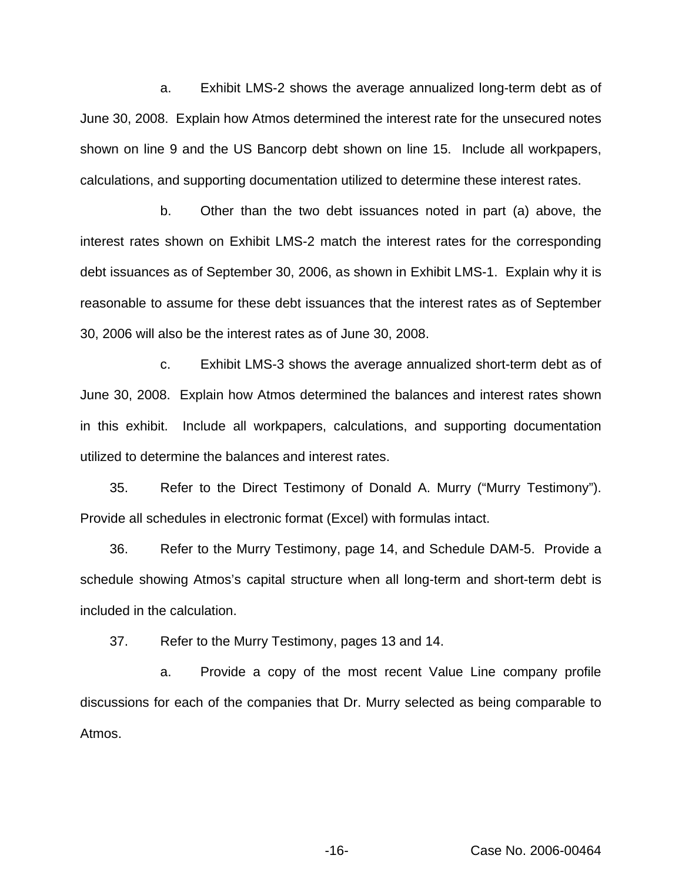a. Exhibit LMS-2 shows the average annualized long-term debt as of June 30, 2008. Explain how Atmos determined the interest rate for the unsecured notes shown on line 9 and the US Bancorp debt shown on line 15. Include all workpapers, calculations, and supporting documentation utilized to determine these interest rates.

b. Other than the two debt issuances noted in part (a) above, the interest rates shown on Exhibit LMS-2 match the interest rates for the corresponding debt issuances as of September 30, 2006, as shown in Exhibit LMS-1. Explain why it is reasonable to assume for these debt issuances that the interest rates as of September 30, 2006 will also be the interest rates as of June 30, 2008.

c. Exhibit LMS-3 shows the average annualized short-term debt as of June 30, 2008. Explain how Atmos determined the balances and interest rates shown in this exhibit. Include all workpapers, calculations, and supporting documentation utilized to determine the balances and interest rates.

35. Refer to the Direct Testimony of Donald A. Murry ("Murry Testimony"). Provide all schedules in electronic format (Excel) with formulas intact.

36. Refer to the Murry Testimony, page 14, and Schedule DAM-5. Provide a schedule showing Atmos's capital structure when all long-term and short-term debt is included in the calculation.

37. Refer to the Murry Testimony, pages 13 and 14.

a. Provide a copy of the most recent Value Line company profile discussions for each of the companies that Dr. Murry selected as being comparable to Atmos.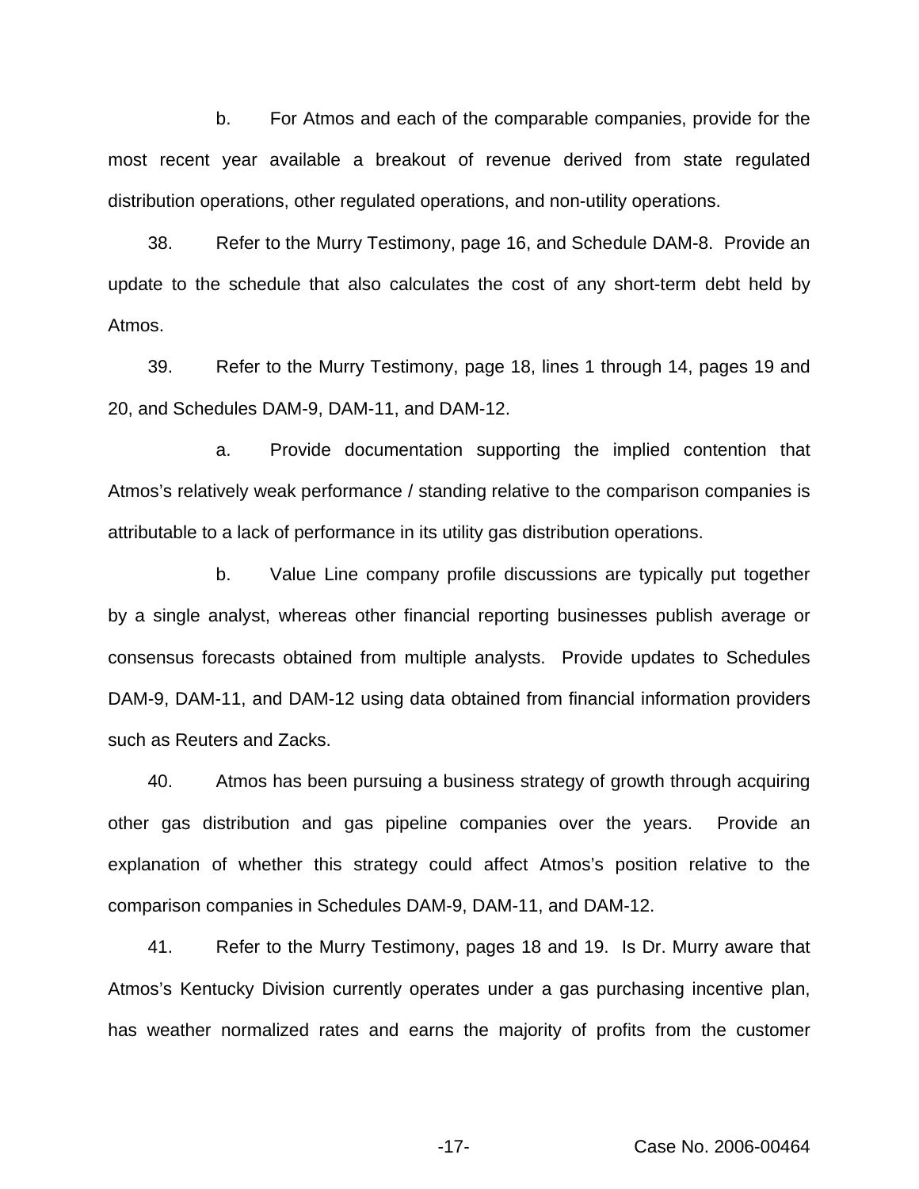b. For Atmos and each of the comparable companies, provide for the most recent year available a breakout of revenue derived from state regulated distribution operations, other regulated operations, and non-utility operations.

38. Refer to the Murry Testimony, page 16, and Schedule DAM-8. Provide an update to the schedule that also calculates the cost of any short-term debt held by Atmos.

39. Refer to the Murry Testimony, page 18, lines 1 through 14, pages 19 and 20, and Schedules DAM-9, DAM-11, and DAM-12.

a. Provide documentation supporting the implied contention that Atmos's relatively weak performance / standing relative to the comparison companies is attributable to a lack of performance in its utility gas distribution operations.

b. Value Line company profile discussions are typically put together by a single analyst, whereas other financial reporting businesses publish average or consensus forecasts obtained from multiple analysts. Provide updates to Schedules DAM-9, DAM-11, and DAM-12 using data obtained from financial information providers such as Reuters and Zacks.

40. Atmos has been pursuing a business strategy of growth through acquiring other gas distribution and gas pipeline companies over the years. Provide an explanation of whether this strategy could affect Atmos's position relative to the comparison companies in Schedules DAM-9, DAM-11, and DAM-12.

41. Refer to the Murry Testimony, pages 18 and 19. Is Dr. Murry aware that Atmos's Kentucky Division currently operates under a gas purchasing incentive plan, has weather normalized rates and earns the majority of profits from the customer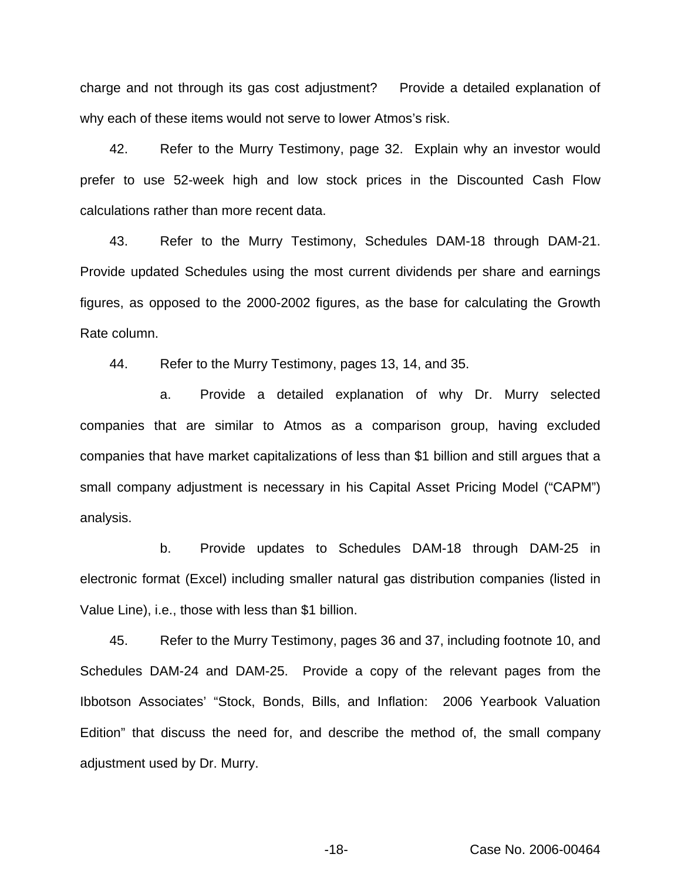charge and not through its gas cost adjustment? Provide a detailed explanation of why each of these items would not serve to lower Atmos's risk.

42. Refer to the Murry Testimony, page 32. Explain why an investor would prefer to use 52-week high and low stock prices in the Discounted Cash Flow calculations rather than more recent data.

43. Refer to the Murry Testimony, Schedules DAM-18 through DAM-21. Provide updated Schedules using the most current dividends per share and earnings figures, as opposed to the 2000-2002 figures, as the base for calculating the Growth Rate column.

44. Refer to the Murry Testimony, pages 13, 14, and 35.

a. Provide a detailed explanation of why Dr. Murry selected companies that are similar to Atmos as a comparison group, having excluded companies that have market capitalizations of less than $1 billion and still argues that a small company adjustment is necessary in his Capital Asset Pricing Model ("CAPM") analysis.

b. Provide updates to Schedules DAM-18 through DAM-25 in electronic format (Excel) including smaller natural gas distribution companies (listed in Value Line), i.e., those with less than $1 billion.

45. Refer to the Murry Testimony, pages 36 and 37, including footnote 10, and Schedules DAM-24 and DAM-25. Provide a copy of the relevant pages from the Ibbotson Associates' "Stock, Bonds, Bills, and Inflation: 2006 Yearbook Valuation Edition" that discuss the need for, and describe the method of, the small company adjustment used by Dr. Murry.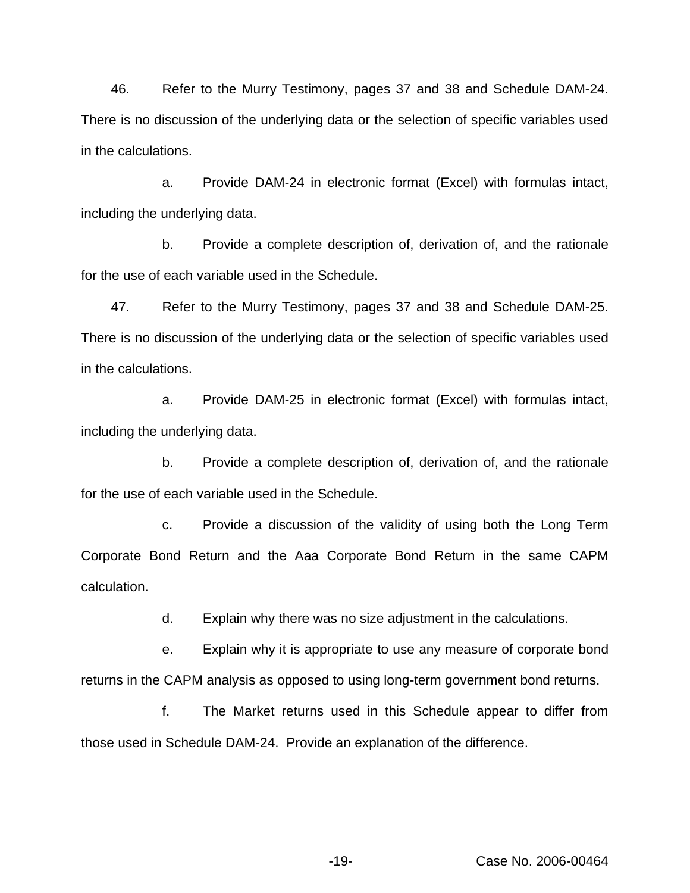46. Refer to the Murry Testimony, pages 37 and 38 and Schedule DAM-24. There is no discussion of the underlying data or the selection of specific variables used in the calculations.

a. Provide DAM-24 in electronic format (Excel) with formulas intact, including the underlying data.

b. Provide a complete description of, derivation of, and the rationale for the use of each variable used in the Schedule.

47. Refer to the Murry Testimony, pages 37 and 38 and Schedule DAM-25. There is no discussion of the underlying data or the selection of specific variables used in the calculations.

a. Provide DAM-25 in electronic format (Excel) with formulas intact, including the underlying data.

b. Provide a complete description of, derivation of, and the rationale for the use of each variable used in the Schedule.

c. Provide a discussion of the validity of using both the Long Term Corporate Bond Return and the Aaa Corporate Bond Return in the same CAPM calculation.

d. Explain why there was no size adjustment in the calculations.

e. Explain why it is appropriate to use any measure of corporate bond returns in the CAPM analysis as opposed to using long-term government bond returns.

f. The Market returns used in this Schedule appear to differ from those used in Schedule DAM-24. Provide an explanation of the difference.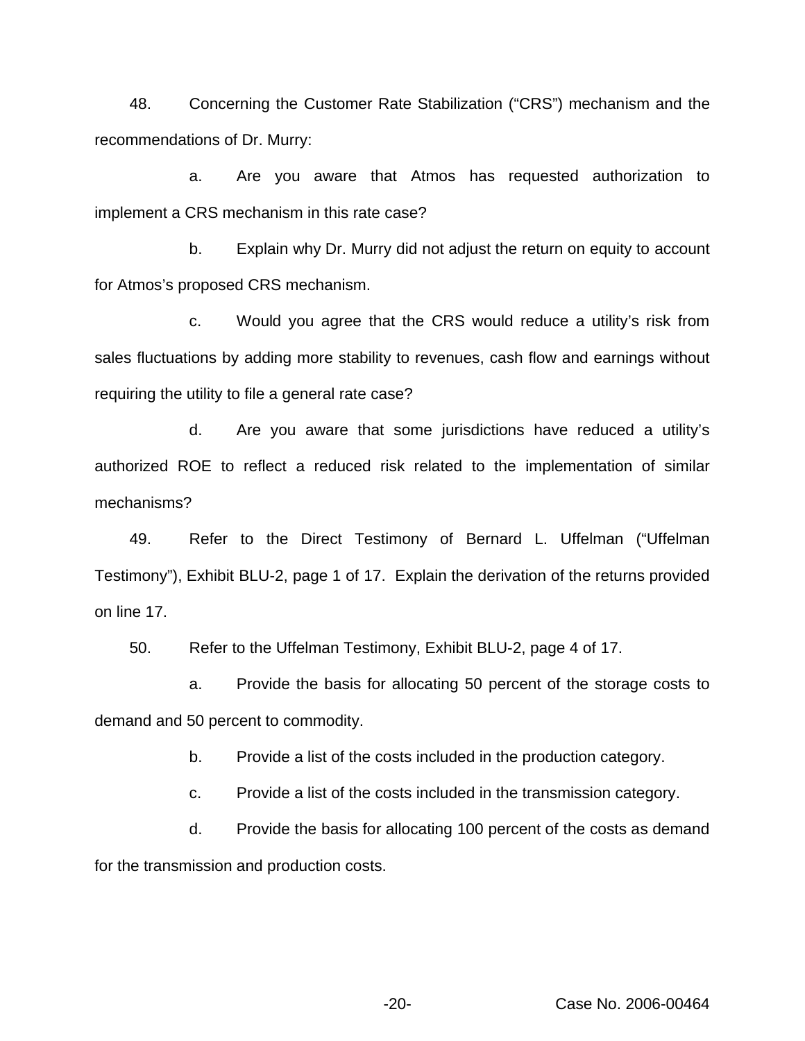48. Concerning the Customer Rate Stabilization ("CRS") mechanism and the recommendations of Dr. Murry:

a. Are you aware that Atmos has requested authorization to implement a CRS mechanism in this rate case?

b. Explain why Dr. Murry did not adjust the return on equity to account for Atmos's proposed CRS mechanism.

c. Would you agree that the CRS would reduce a utility's risk from sales fluctuations by adding more stability to revenues, cash flow and earnings without requiring the utility to file a general rate case?

d. Are you aware that some jurisdictions have reduced a utility's authorized ROE to reflect a reduced risk related to the implementation of similar mechanisms?

49. Refer to the Direct Testimony of Bernard L. Uffelman ("Uffelman Testimony"), Exhibit BLU-2, page 1 of 17. Explain the derivation of the returns provided on line 17.

50. Refer to the Uffelman Testimony, Exhibit BLU-2, page 4 of 17.

a. Provide the basis for allocating 50 percent of the storage costs to demand and 50 percent to commodity.

b. Provide a list of the costs included in the production category.

c. Provide a list of the costs included in the transmission category.

d. Provide the basis for allocating 100 percent of the costs as demand for the transmission and production costs.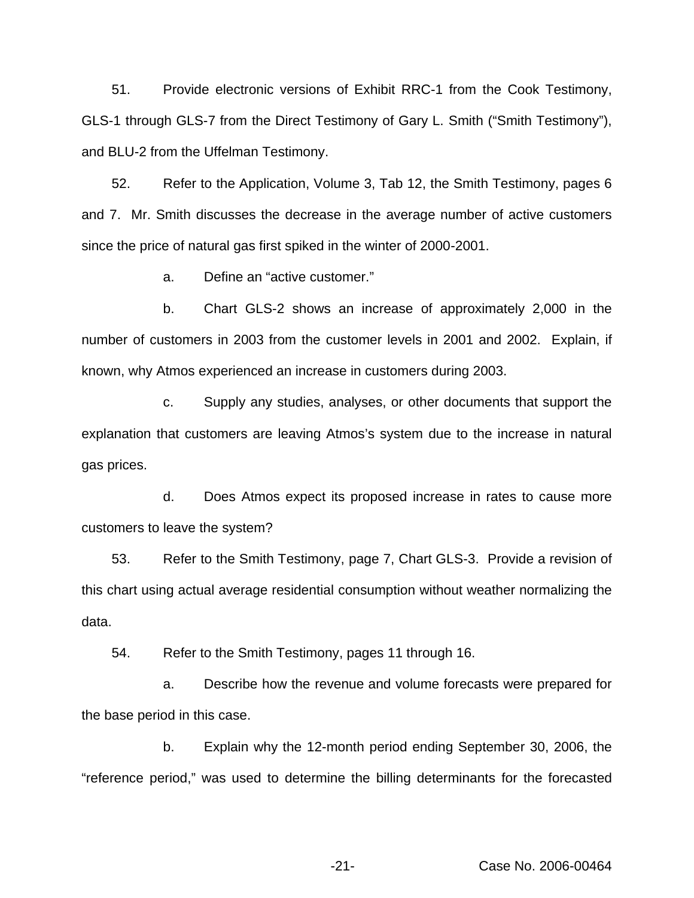51. Provide electronic versions of Exhibit RRC-1 from the Cook Testimony, GLS-1 through GLS-7 from the Direct Testimony of Gary L. Smith ("Smith Testimony"), and BLU-2 from the Uffelman Testimony.

52. Refer to the Application, Volume 3, Tab 12, the Smith Testimony, pages 6 and 7. Mr. Smith discusses the decrease in the average number of active customers since the price of natural gas first spiked in the winter of 2000-2001.

a. Define an "active customer."

b. Chart GLS-2 shows an increase of approximately 2,000 in the number of customers in 2003 from the customer levels in 2001 and 2002. Explain, if known, why Atmos experienced an increase in customers during 2003.

c. Supply any studies, analyses, or other documents that support the explanation that customers are leaving Atmos's system due to the increase in natural gas prices.

d. Does Atmos expect its proposed increase in rates to cause more customers to leave the system?

53. Refer to the Smith Testimony, page 7, Chart GLS-3. Provide a revision of this chart using actual average residential consumption without weather normalizing the data.

54. Refer to the Smith Testimony, pages 11 through 16.

a. Describe how the revenue and volume forecasts were prepared for the base period in this case.

b. Explain why the 12-month period ending September 30, 2006, the "reference period," was used to determine the billing determinants for the forecasted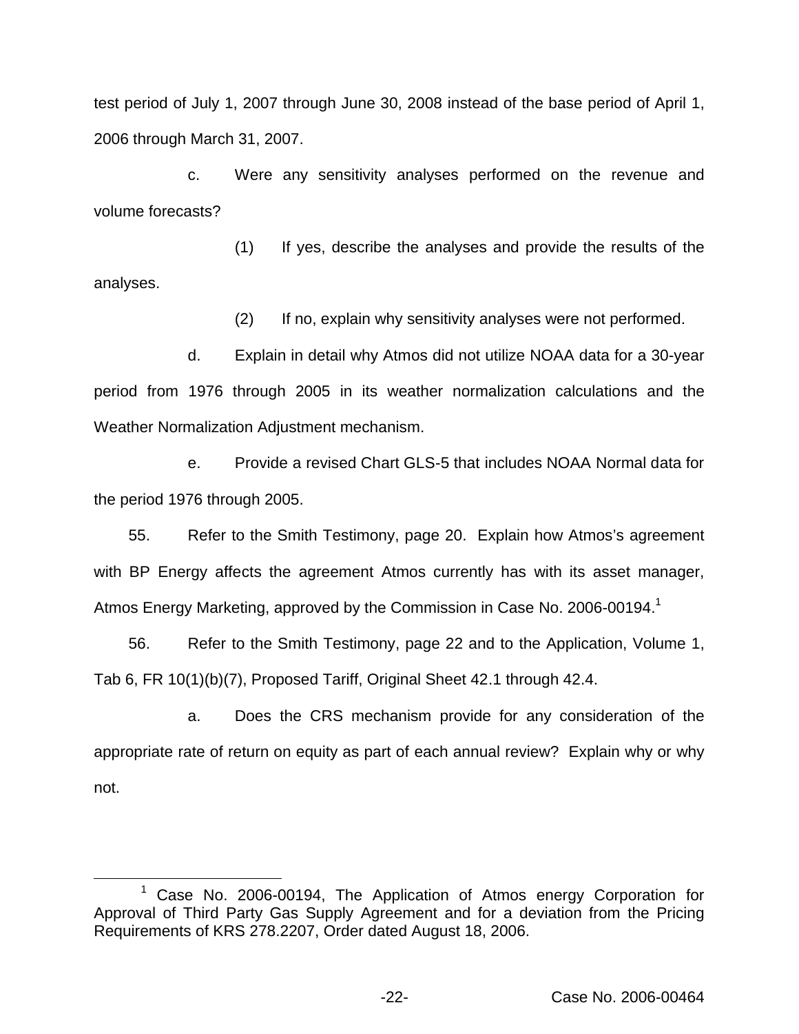test period of July 1, 2007 through June 30, 2008 instead of the base period of April 1, 2006 through March 31, 2007.

c. Were any sensitivity analyses performed on the revenue and volume forecasts?

(1) If yes, describe the analyses and provide the results of the analyses.

(2) If no, explain why sensitivity analyses were not performed.

d. Explain in detail why Atmos did not utilize NOAA data for a 30-year period from 1976 through 2005 in its weather normalization calculations and the Weather Normalization Adjustment mechanism.

e. Provide a revised Chart GLS-5 that includes NOAA Normal data for the period 1976 through 2005.

55. Refer to the Smith Testimony, page 20. Explain how Atmos's agreement with BP Energy affects the agreement Atmos currently has with its asset manager, Atmos Energy Marketing, approved by the Commission in Case No. 2006-00194.[1]

56. Refer to the Smith Testimony, page 22 and to the Application, Volume 1, Tab 6, FR 10(1)(b)(7), Proposed Tariff, Original Sheet 42.1 through 42.4.

a. Does the CRS mechanism provide for any consideration of the appropriate rate of return on equity as part of each annual review? Explain why or why not.

[1] Case No. 2006-00194, The Application of Atmos energy Corporation for Approval of Third Party Gas Supply Agreement and for a deviation from the Pricing Requirements of KRS 278.2207, Order dated August 18, 2006.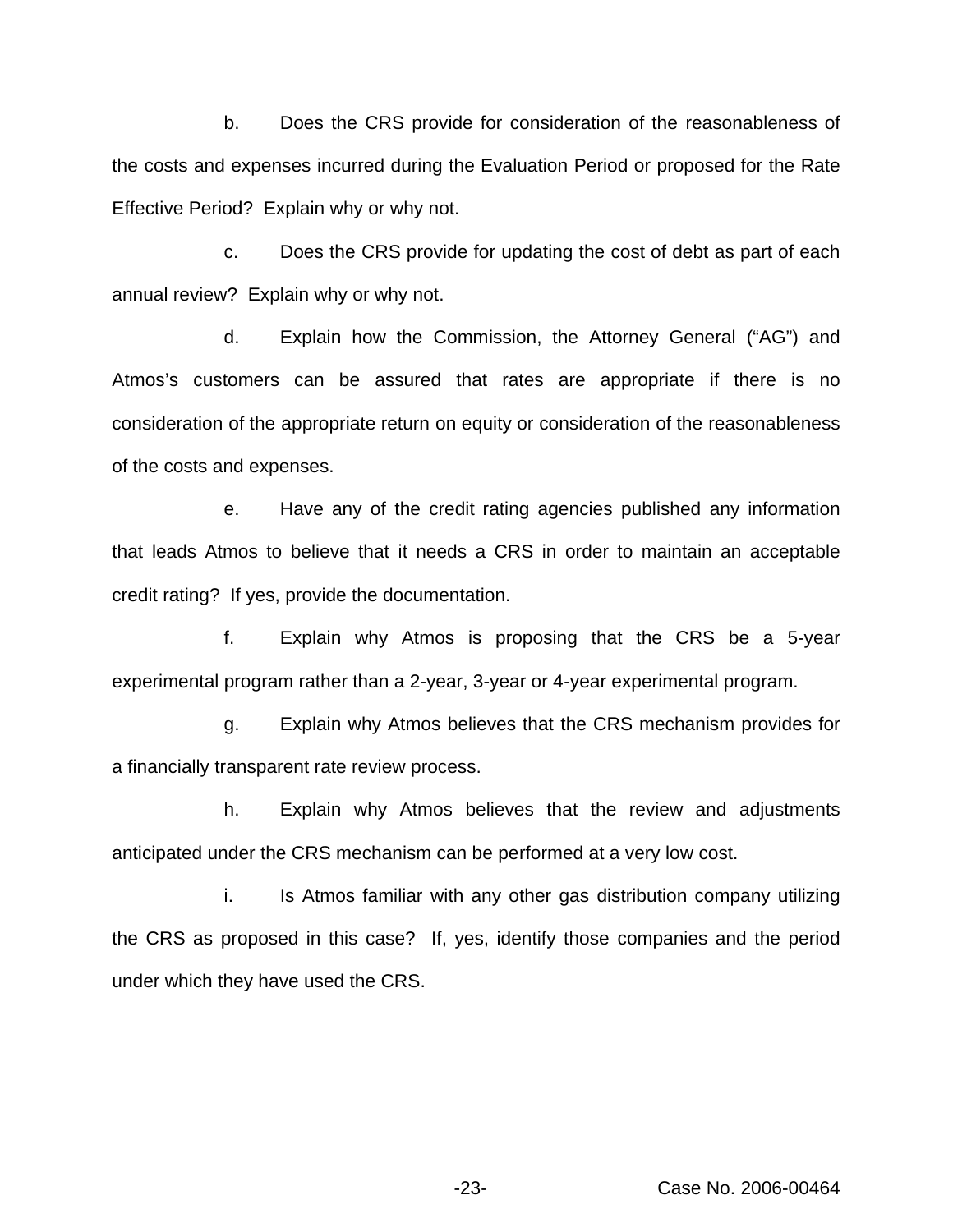b. Does the CRS provide for consideration of the reasonableness of the costs and expenses incurred during the Evaluation Period or proposed for the Rate Effective Period? Explain why or why not.

c. Does the CRS provide for updating the cost of debt as part of each annual review? Explain why or why not.

d. Explain how the Commission, the Attorney General ("AG") and Atmos's customers can be assured that rates are appropriate if there is no consideration of the appropriate return on equity or consideration of the reasonableness of the costs and expenses.

e. Have any of the credit rating agencies published any information that leads Atmos to believe that it needs a CRS in order to maintain an acceptable credit rating? If yes, provide the documentation.

f. Explain why Atmos is proposing that the CRS be a 5-year experimental program rather than a 2-year, 3-year or 4-year experimental program.

g. Explain why Atmos believes that the CRS mechanism provides for a financially transparent rate review process.

h. Explain why Atmos believes that the review and adjustments anticipated under the CRS mechanism can be performed at a very low cost.

i. Is Atmos familiar with any other gas distribution company utilizing the CRS as proposed in this case? If, yes, identify those companies and the period under which they have used the CRS.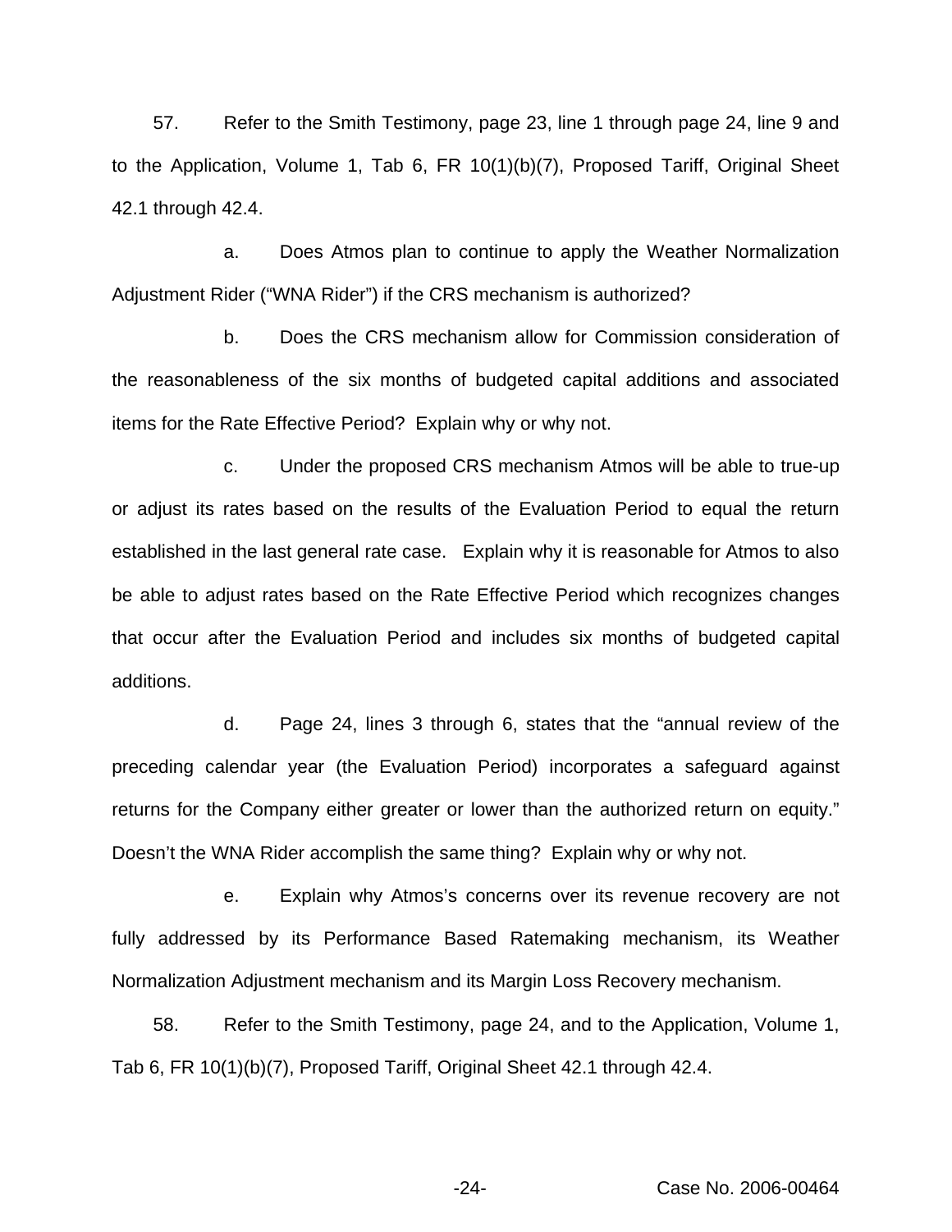57. Refer to the Smith Testimony, page 23, line 1 through page 24, line 9 and to the Application, Volume 1, Tab 6, FR 10(1)(b)(7), Proposed Tariff, Original Sheet 42.1 through 42.4.

a. Does Atmos plan to continue to apply the Weather Normalization Adjustment Rider ("WNA Rider") if the CRS mechanism is authorized?

b. Does the CRS mechanism allow for Commission consideration of the reasonableness of the six months of budgeted capital additions and associated items for the Rate Effective Period? Explain why or why not.

c. Under the proposed CRS mechanism Atmos will be able to true-up or adjust its rates based on the results of the Evaluation Period to equal the return established in the last general rate case. Explain why it is reasonable for Atmos to also be able to adjust rates based on the Rate Effective Period which recognizes changes that occur after the Evaluation Period and includes six months of budgeted capital additions.

d. Page 24, lines 3 through 6, states that the "annual review of the preceding calendar year (the Evaluation Period) incorporates a safeguard against returns for the Company either greater or lower than the authorized return on equity." Doesn't the WNA Rider accomplish the same thing? Explain why or why not.

e. Explain why Atmos's concerns over its revenue recovery are not fully addressed by its Performance Based Ratemaking mechanism, its Weather Normalization Adjustment mechanism and its Margin Loss Recovery mechanism.

58. Refer to the Smith Testimony, page 24, and to the Application, Volume 1, Tab 6, FR 10(1)(b)(7), Proposed Tariff, Original Sheet 42.1 through 42.4.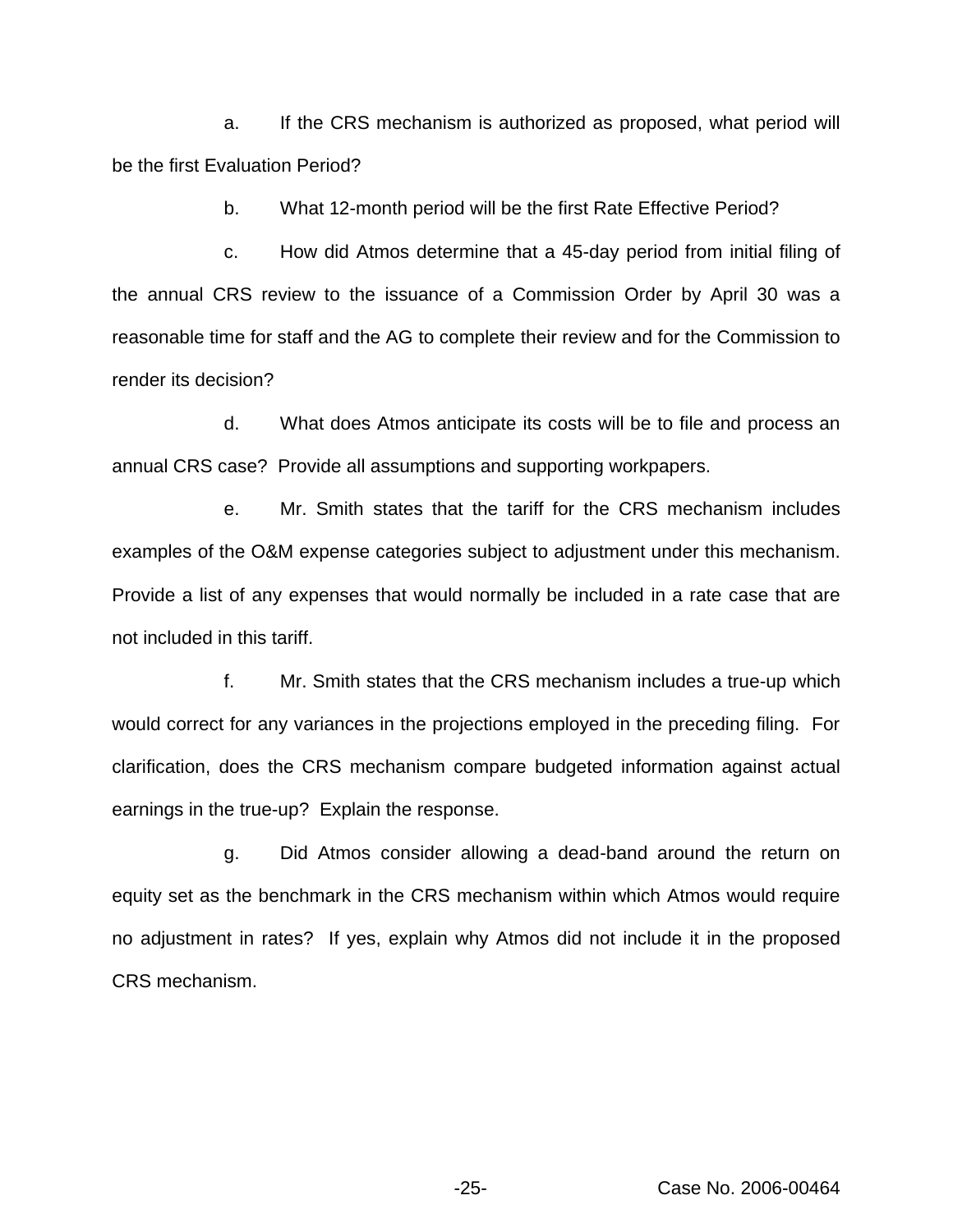a. If the CRS mechanism is authorized as proposed, what period will be the first Evaluation Period?

b. What 12-month period will be the first Rate Effective Period?

c. How did Atmos determine that a 45-day period from initial filing of the annual CRS review to the issuance of a Commission Order by April 30 was a reasonable time for staff and the AG to complete their review and for the Commission to render its decision?

d. What does Atmos anticipate its costs will be to file and process an annual CRS case? Provide all assumptions and supporting workpapers.

e. Mr. Smith states that the tariff for the CRS mechanism includes examples of the O&M expense categories subject to adjustment under this mechanism. Provide a list of any expenses that would normally be included in a rate case that are not included in this tariff.

f. Mr. Smith states that the CRS mechanism includes a true-up which would correct for any variances in the projections employed in the preceding filing. For clarification, does the CRS mechanism compare budgeted information against actual earnings in the true-up? Explain the response.

g. Did Atmos consider allowing a dead-band around the return on equity set as the benchmark in the CRS mechanism within which Atmos would require no adjustment in rates? If yes, explain why Atmos did not include it in the proposed CRS mechanism.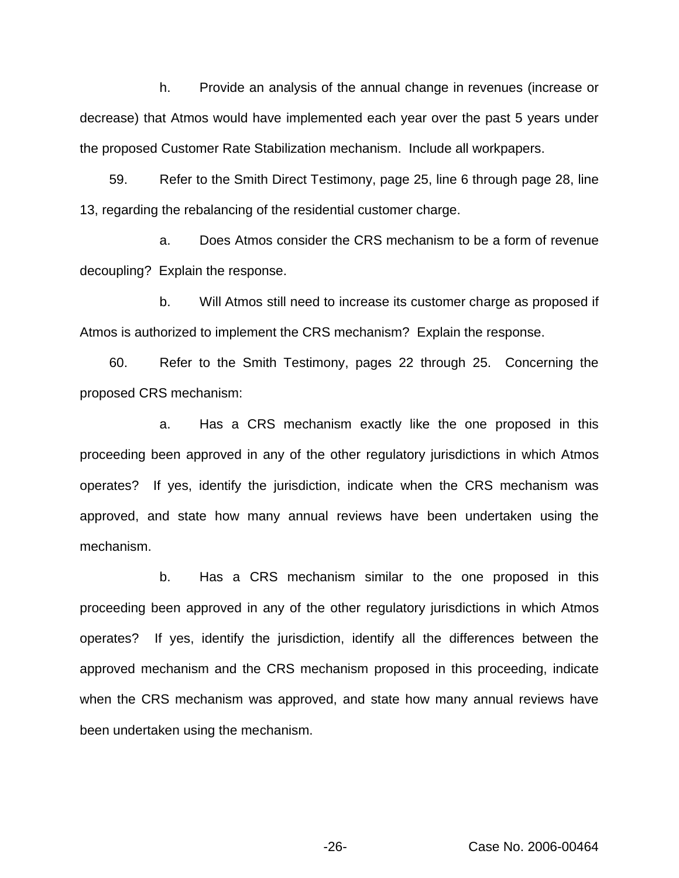h. Provide an analysis of the annual change in revenues (increase or decrease) that Atmos would have implemented each year over the past 5 years under the proposed Customer Rate Stabilization mechanism. Include all workpapers.

59. Refer to the Smith Direct Testimony, page 25, line 6 through page 28, line 13, regarding the rebalancing of the residential customer charge.

a. Does Atmos consider the CRS mechanism to be a form of revenue decoupling? Explain the response.

b. Will Atmos still need to increase its customer charge as proposed if Atmos is authorized to implement the CRS mechanism? Explain the response.

60. Refer to the Smith Testimony, pages 22 through 25. Concerning the proposed CRS mechanism:

a. Has a CRS mechanism exactly like the one proposed in this proceeding been approved in any of the other regulatory jurisdictions in which Atmos operates? If yes, identify the jurisdiction, indicate when the CRS mechanism was approved, and state how many annual reviews have been undertaken using the mechanism.

b. Has a CRS mechanism similar to the one proposed in this proceeding been approved in any of the other regulatory jurisdictions in which Atmos operates? If yes, identify the jurisdiction, identify all the differences between the approved mechanism and the CRS mechanism proposed in this proceeding, indicate when the CRS mechanism was approved, and state how many annual reviews have been undertaken using the mechanism.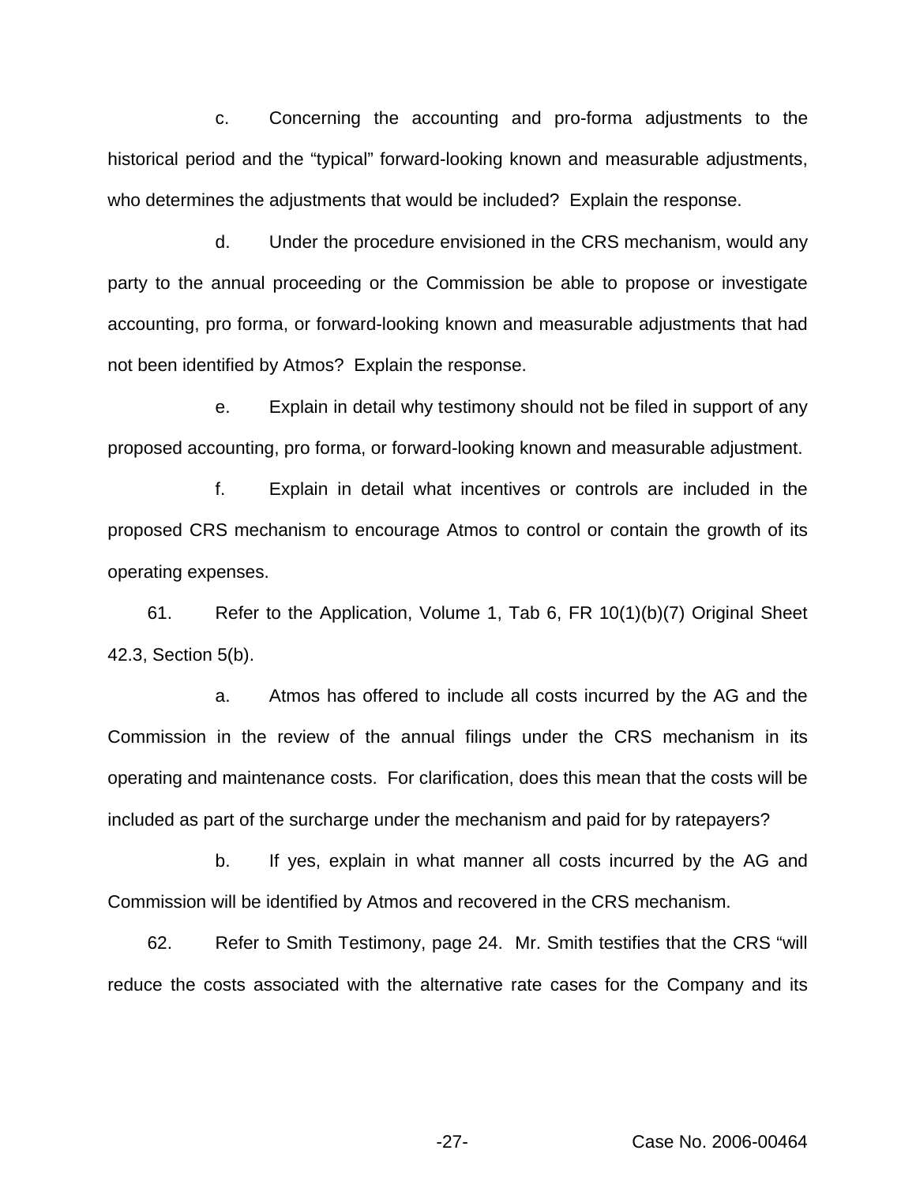c. Concerning the accounting and pro-forma adjustments to the historical period and the "typical" forward-looking known and measurable adjustments, who determines the adjustments that would be included? Explain the response.

d. Under the procedure envisioned in the CRS mechanism, would any party to the annual proceeding or the Commission be able to propose or investigate accounting, pro forma, or forward-looking known and measurable adjustments that had not been identified by Atmos? Explain the response.

e. Explain in detail why testimony should not be filed in support of any proposed accounting, pro forma, or forward-looking known and measurable adjustment.

f. Explain in detail what incentives or controls are included in the proposed CRS mechanism to encourage Atmos to control or contain the growth of its operating expenses.

61. Refer to the Application, Volume 1, Tab 6, FR 10(1)(b)(7) Original Sheet 42.3, Section 5(b).

a. Atmos has offered to include all costs incurred by the AG and the Commission in the review of the annual filings under the CRS mechanism in its operating and maintenance costs. For clarification, does this mean that the costs will be included as part of the surcharge under the mechanism and paid for by ratepayers?

b. If yes, explain in what manner all costs incurred by the AG and Commission will be identified by Atmos and recovered in the CRS mechanism.

62. Refer to Smith Testimony, page 24. Mr. Smith testifies that the CRS "will reduce the costs associated with the alternative rate cases for the Company and its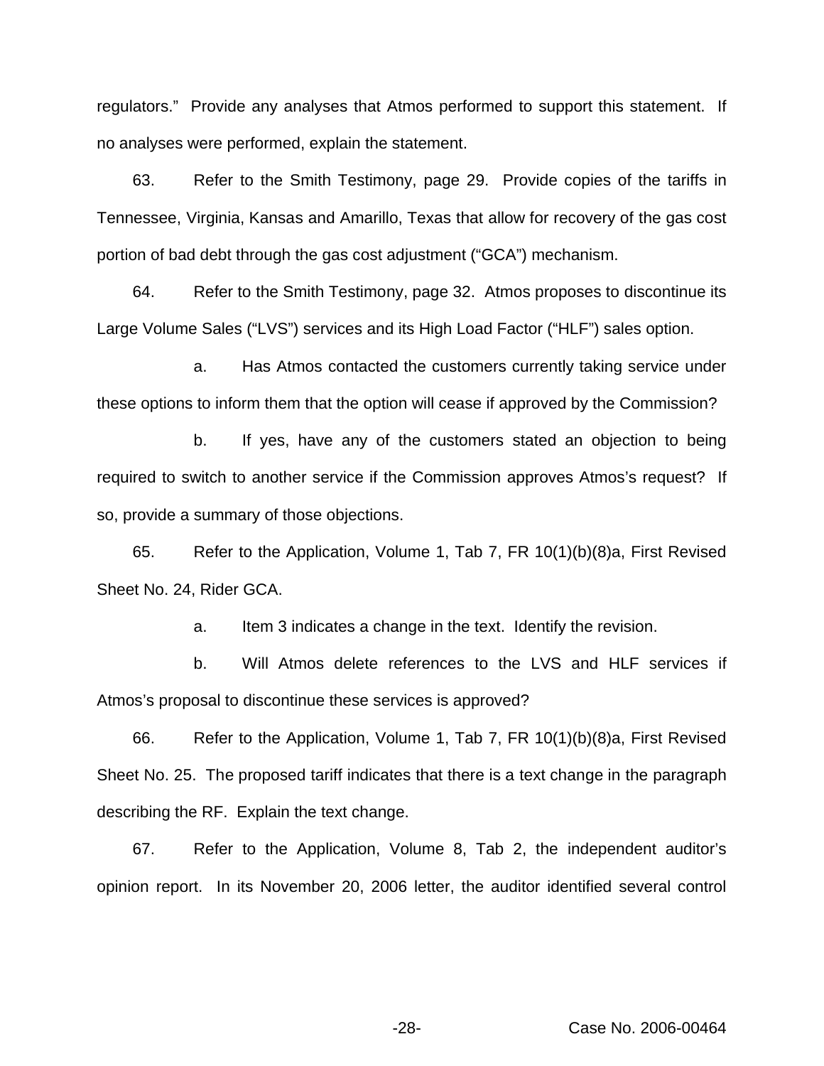regulators." Provide any analyses that Atmos performed to support this statement. If no analyses were performed, explain the statement.

63. Refer to the Smith Testimony, page 29. Provide copies of the tariffs in Tennessee, Virginia, Kansas and Amarillo, Texas that allow for recovery of the gas cost portion of bad debt through the gas cost adjustment ("GCA") mechanism.

64. Refer to the Smith Testimony, page 32. Atmos proposes to discontinue its Large Volume Sales ("LVS") services and its High Load Factor ("HLF") sales option.

a. Has Atmos contacted the customers currently taking service under these options to inform them that the option will cease if approved by the Commission?

b. If yes, have any of the customers stated an objection to being required to switch to another service if the Commission approves Atmos's request? If so, provide a summary of those objections.

65. Refer to the Application, Volume 1, Tab 7, FR 10(1)(b)(8)a, First Revised Sheet No. 24, Rider GCA.

a. Item 3 indicates a change in the text. Identify the revision.

b. Will Atmos delete references to the LVS and HLF services if Atmos's proposal to discontinue these services is approved?

66. Refer to the Application, Volume 1, Tab 7, FR 10(1)(b)(8)a, First Revised Sheet No. 25. The proposed tariff indicates that there is a text change in the paragraph describing the RF. Explain the text change.

67. Refer to the Application, Volume 8, Tab 2, the independent auditor's opinion report. In its November 20, 2006 letter, the auditor identified several control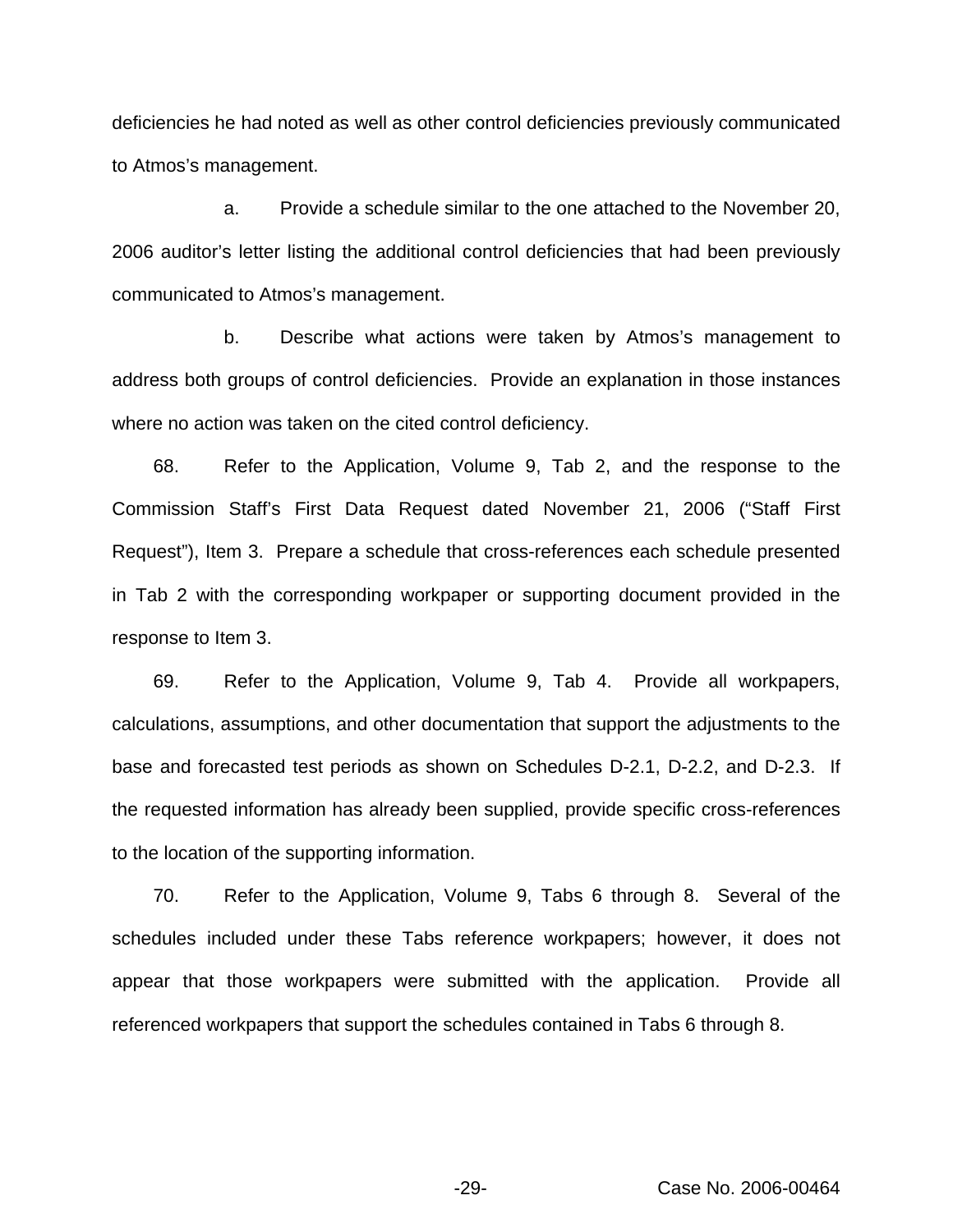deficiencies he had noted as well as other control deficiencies previously communicated to Atmos's management.

a. Provide a schedule similar to the one attached to the November 20, 2006 auditor's letter listing the additional control deficiencies that had been previously communicated to Atmos's management.

b. Describe what actions were taken by Atmos's management to address both groups of control deficiencies. Provide an explanation in those instances where no action was taken on the cited control deficiency.

68. Refer to the Application, Volume 9, Tab 2, and the response to the Commission Staff's First Data Request dated November 21, 2006 ("Staff First Request"), Item 3. Prepare a schedule that cross-references each schedule presented in Tab 2 with the corresponding workpaper or supporting document provided in the response to Item 3.

69. Refer to the Application, Volume 9, Tab 4. Provide all workpapers, calculations, assumptions, and other documentation that support the adjustments to the base and forecasted test periods as shown on Schedules D-2.1, D-2.2, and D-2.3. If the requested information has already been supplied, provide specific cross-references to the location of the supporting information.

70. Refer to the Application, Volume 9, Tabs 6 through 8. Several of the schedules included under these Tabs reference workpapers; however, it does not appear that those workpapers were submitted with the application. Provide all referenced workpapers that support the schedules contained in Tabs 6 through 8.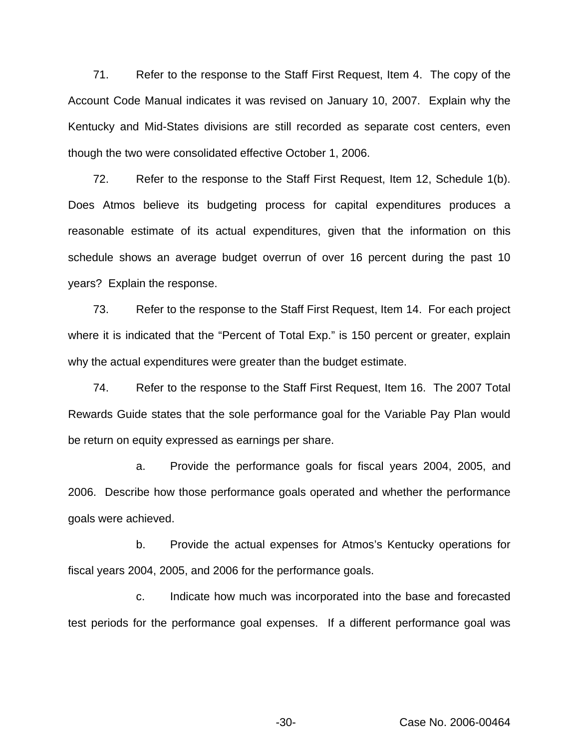71. Refer to the response to the Staff First Request, Item 4. The copy of the Account Code Manual indicates it was revised on January 10, 2007. Explain why the Kentucky and Mid-States divisions are still recorded as separate cost centers, even though the two were consolidated effective October 1, 2006.

72. Refer to the response to the Staff First Request, Item 12, Schedule 1(b). Does Atmos believe its budgeting process for capital expenditures produces a reasonable estimate of its actual expenditures, given that the information on this schedule shows an average budget overrun of over 16 percent during the past 10 years? Explain the response.

73. Refer to the response to the Staff First Request, Item 14. For each project where it is indicated that the "Percent of Total Exp." is 150 percent or greater, explain why the actual expenditures were greater than the budget estimate.

74. Refer to the response to the Staff First Request, Item 16. The 2007 Total Rewards Guide states that the sole performance goal for the Variable Pay Plan would be return on equity expressed as earnings per share.

a. Provide the performance goals for fiscal years 2004, 2005, and 2006. Describe how those performance goals operated and whether the performance goals were achieved.

b. Provide the actual expenses for Atmos's Kentucky operations for fiscal years 2004, 2005, and 2006 for the performance goals.

c. Indicate how much was incorporated into the base and forecasted test periods for the performance goal expenses. If a different performance goal was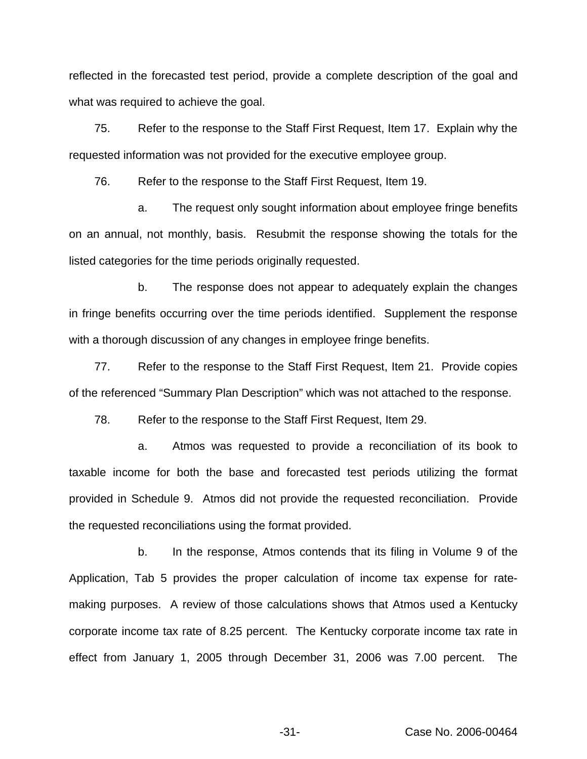reflected in the forecasted test period, provide a complete description of the goal and what was required to achieve the goal.

75. Refer to the response to the Staff First Request, Item 17. Explain why the requested information was not provided for the executive employee group.

76. Refer to the response to the Staff First Request, Item 19.

a. The request only sought information about employee fringe benefits on an annual, not monthly, basis. Resubmit the response showing the totals for the listed categories for the time periods originally requested.

b. The response does not appear to adequately explain the changes in fringe benefits occurring over the time periods identified. Supplement the response with a thorough discussion of any changes in employee fringe benefits.

77. Refer to the response to the Staff First Request, Item 21. Provide copies of the referenced "Summary Plan Description" which was not attached to the response.

78. Refer to the response to the Staff First Request, Item 29.

a. Atmos was requested to provide a reconciliation of its book to taxable income for both the base and forecasted test periods utilizing the format provided in Schedule 9. Atmos did not provide the requested reconciliation. Provide the requested reconciliations using the format provided.

b. In the response, Atmos contends that its filing in Volume 9 of the Application, Tab 5 provides the proper calculation of income tax expense for rate-making purposes. A review of those calculations shows that Atmos used a Kentucky corporate income tax rate of 8.25 percent. The Kentucky corporate income tax rate in effect from January 1, 2005 through December 31, 2006 was 7.00 percent. The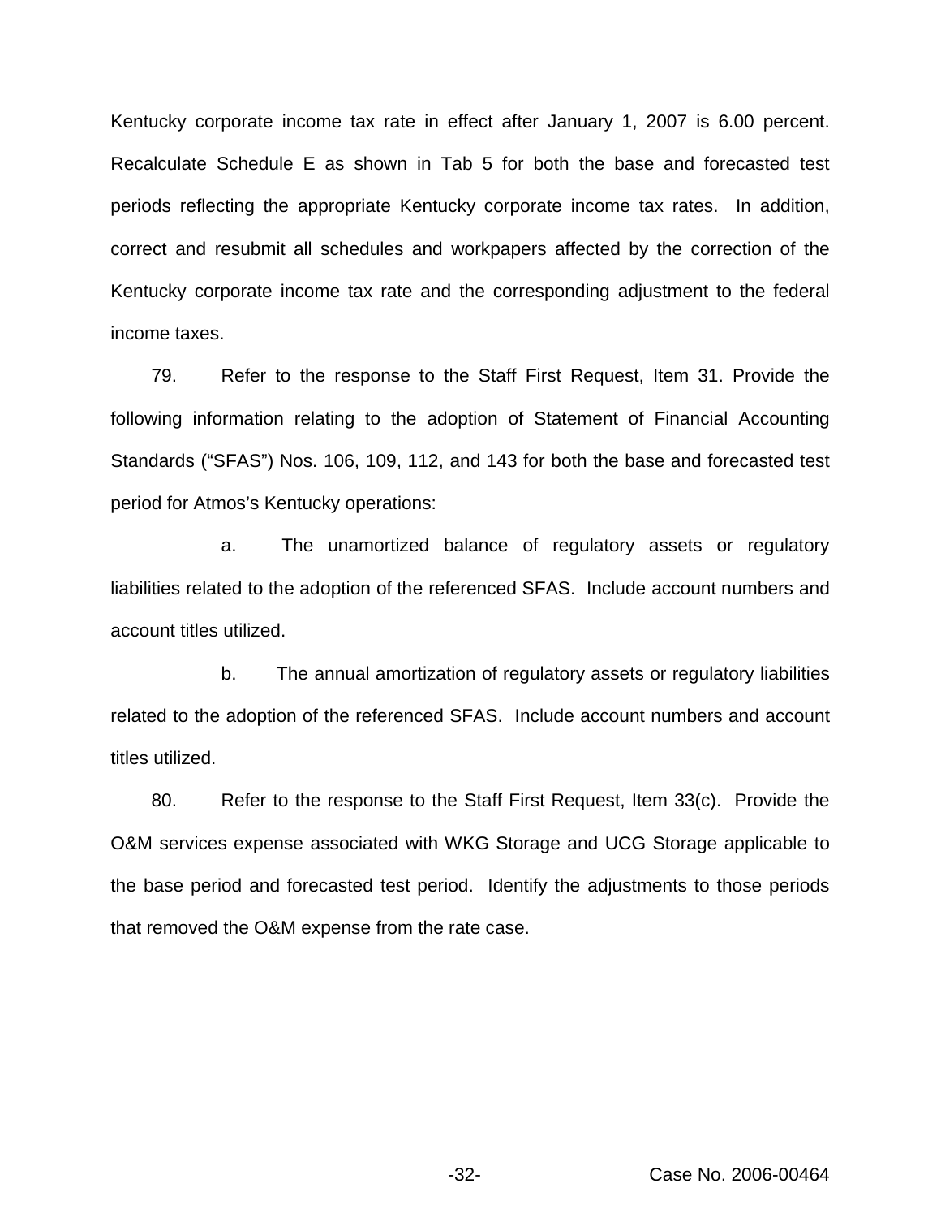Kentucky corporate income tax rate in effect after January 1, 2007 is 6.00 percent. Recalculate Schedule E as shown in Tab 5 for both the base and forecasted test periods reflecting the appropriate Kentucky corporate income tax rates. In addition, correct and resubmit all schedules and workpapers affected by the correction of the Kentucky corporate income tax rate and the corresponding adjustment to the federal income taxes.

79. Refer to the response to the Staff First Request, Item 31. Provide the following information relating to the adoption of Statement of Financial Accounting Standards ("SFAS") Nos. 106, 109, 112, and 143 for both the base and forecasted test period for Atmos's Kentucky operations:

a. The unamortized balance of regulatory assets or regulatory liabilities related to the adoption of the referenced SFAS. Include account numbers and account titles utilized.

b. The annual amortization of regulatory assets or regulatory liabilities related to the adoption of the referenced SFAS. Include account numbers and account titles utilized.

80. Refer to the response to the Staff First Request, Item 33(c). Provide the O&M services expense associated with WKG Storage and UCG Storage applicable to the base period and forecasted test period. Identify the adjustments to those periods that removed the O&M expense from the rate case.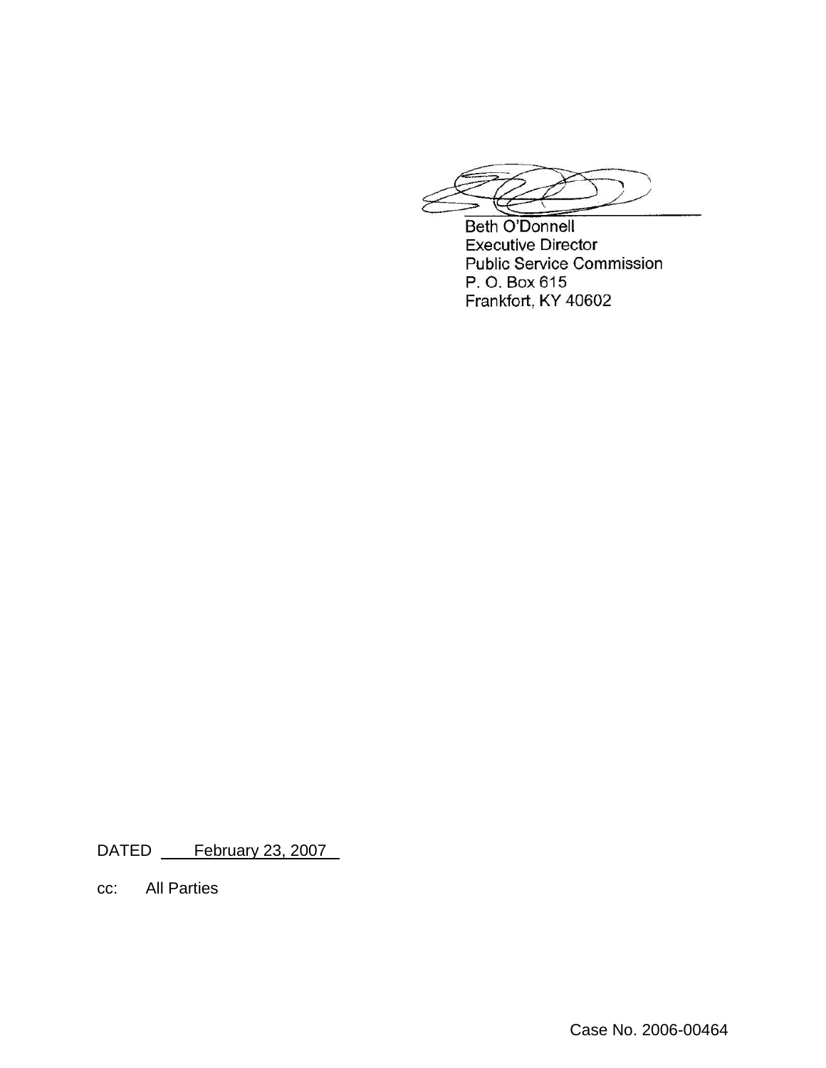Beth O'Donnell
Executive Director
Public Service Commission
P. O. Box 615
Frankfort, KY 40602

DATED February 23, 2007

cc: All Parties

Case No. 2006-00464